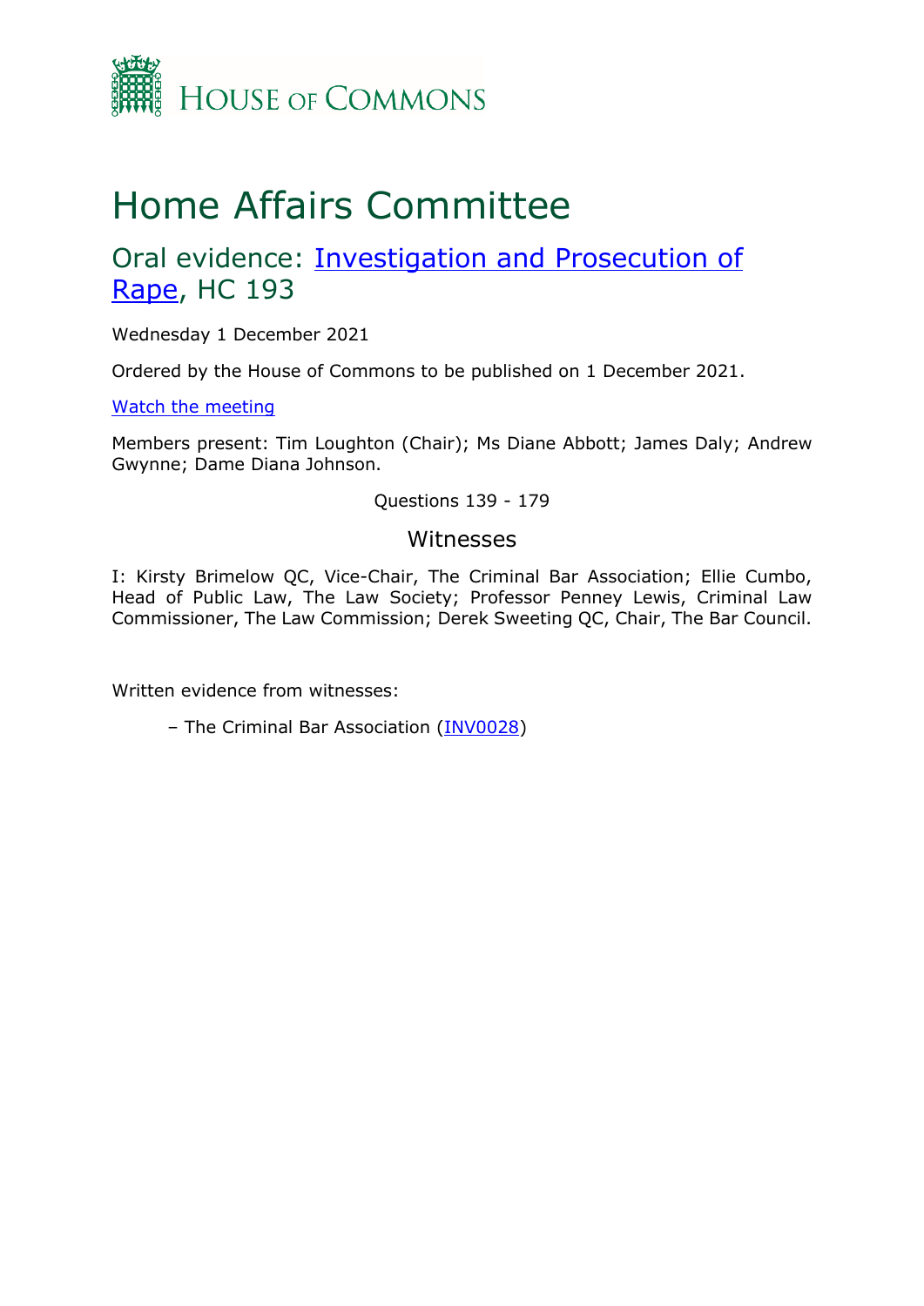HOUSE OF COMMONS

# Home Affairs Committee

## Oral evidence: [Investigation and Prosecution of Rape](#), HC 193

Wednesday 1 December 2021

Ordered by the House of Commons to be published on 1 December 2021.

[Watch the meeting](#)

Members present: Tim Loughton (Chair); Ms Diane Abbott; James Daly; Andrew Gwynne; Dame Diana Johnson.

Questions 139 - 179

### Witnesses

I: Kirsty Brimelow QC, Vice-Chair, The Criminal Bar Association; Ellie Cumbo, Head of Public Law, The Law Society; Professor Penney Lewis, Criminal Law Commissioner, The Law Commission; Derek Sweeting QC, Chair, The Bar Council.

Written evidence from witnesses:

– The Criminal Bar Association ([INV0028](#))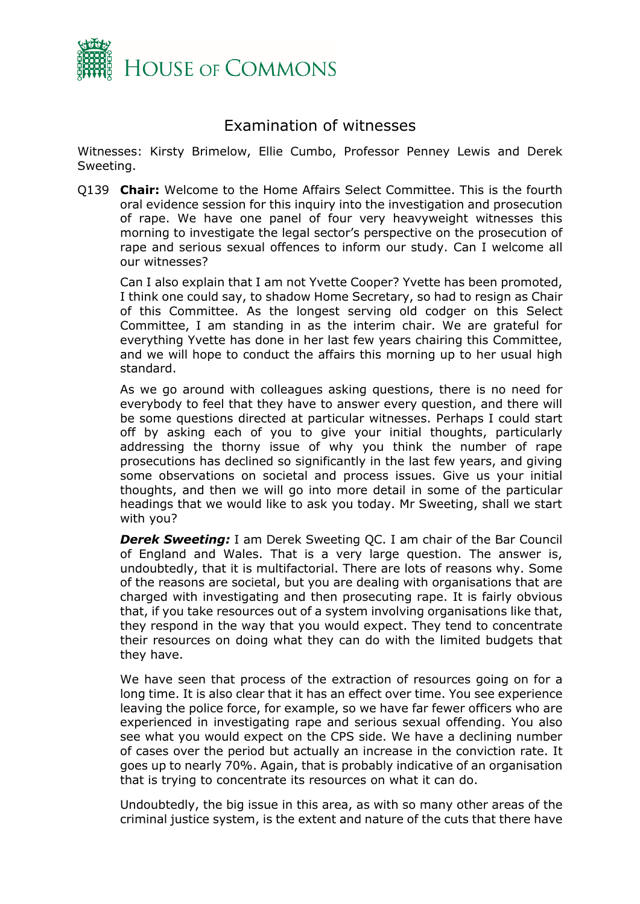# Examination of witnesses

Witnesses: Kirsty Brimelow, Ellie Cumbo, Professor Penney Lewis and Derek Sweeting.

Q139 **Chair:** Welcome to the Home Affairs Select Committee. This is the fourth oral evidence session for this inquiry into the investigation and prosecution of rape. We have one panel of four very heavyweight witnesses this morning to investigate the legal sector's perspective on the prosecution of rape and serious sexual offences to inform our study. Can I welcome all our witnesses?

Can I also explain that I am not Yvette Cooper? Yvette has been promoted, I think one could say, to shadow Home Secretary, so had to resign as Chair of this Committee. As the longest serving old codger on this Select Committee, I am standing in as the interim chair. We are grateful for everything Yvette has done in her last few years chairing this Committee, and we will hope to conduct the affairs this morning up to her usual high standard.

As we go around with colleagues asking questions, there is no need for everybody to feel that they have to answer every question, and there will be some questions directed at particular witnesses. Perhaps I could start off by asking each of you to give your initial thoughts, particularly addressing the thorny issue of why you think the number of rape prosecutions has declined so significantly in the last few years, and giving some observations on societal and process issues. Give us your initial thoughts, and then we will go into more detail in some of the particular headings that we would like to ask you today. Mr Sweeting, shall we start with you?

***Derek Sweeting:*** I am Derek Sweeting QC. I am chair of the Bar Council of England and Wales. That is a very large question. The answer is, undoubtedly, that it is multifactorial. There are lots of reasons why. Some of the reasons are societal, but you are dealing with organisations that are charged with investigating and then prosecuting rape. It is fairly obvious that, if you take resources out of a system involving organisations like that, they respond in the way that you would expect. They tend to concentrate their resources on doing what they can do with the limited budgets that they have.

We have seen that process of the extraction of resources going on for a long time. It is also clear that it has an effect over time. You see experience leaving the police force, for example, so we have far fewer officers who are experienced in investigating rape and serious sexual offending. You also see what you would expect on the CPS side. We have a declining number of cases over the period but actually an increase in the conviction rate. It goes up to nearly 70%. Again, that is probably indicative of an organisation that is trying to concentrate its resources on what it can do.

Undoubtedly, the big issue in this area, as with so many other areas of the criminal justice system, is the extent and nature of the cuts that there have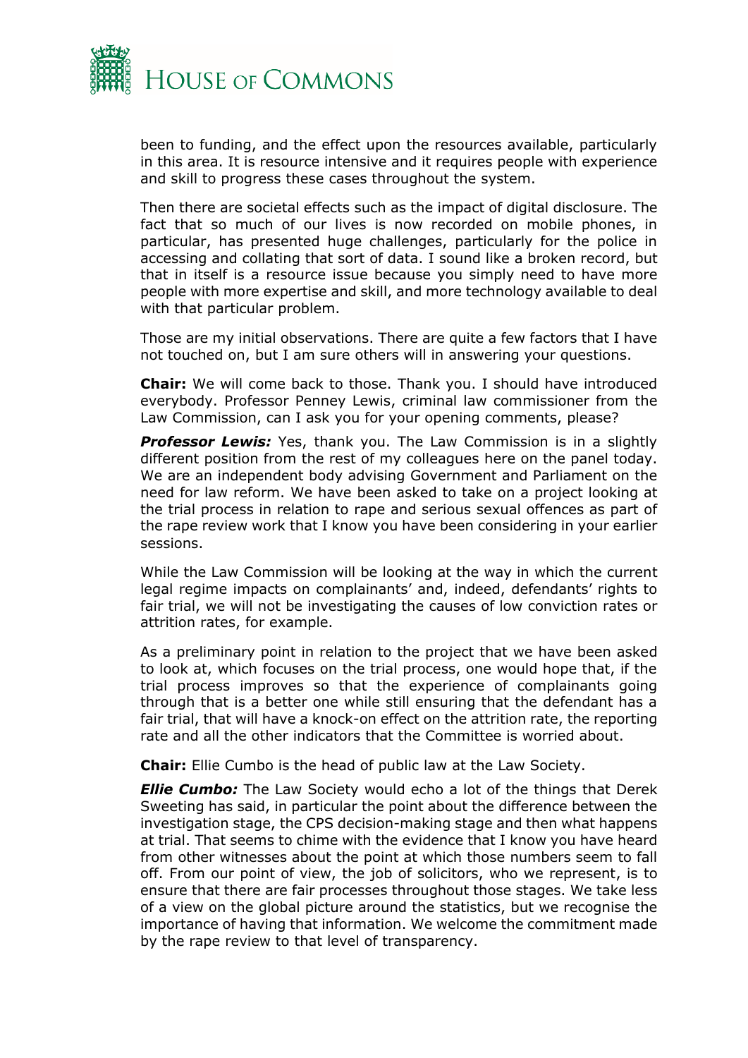been to funding, and the effect upon the resources available, particularly in this area. It is resource intensive and it requires people with experience and skill to progress these cases throughout the system.

Then there are societal effects such as the impact of digital disclosure. The fact that so much of our lives is now recorded on mobile phones, in particular, has presented huge challenges, particularly for the police in accessing and collating that sort of data. I sound like a broken record, but that in itself is a resource issue because you simply need to have more people with more expertise and skill, and more technology available to deal with that particular problem.

Those are my initial observations. There are quite a few factors that I have not touched on, but I am sure others will in answering your questions.

**Chair:** We will come back to those. Thank you. I should have introduced everybody. Professor Penney Lewis, criminal law commissioner from the Law Commission, can I ask you for your opening comments, please?

***Professor Lewis:*** Yes, thank you. The Law Commission is in a slightly different position from the rest of my colleagues here on the panel today. We are an independent body advising Government and Parliament on the need for law reform. We have been asked to take on a project looking at the trial process in relation to rape and serious sexual offences as part of the rape review work that I know you have been considering in your earlier sessions.

While the Law Commission will be looking at the way in which the current legal regime impacts on complainants' and, indeed, defendants' rights to fair trial, we will not be investigating the causes of low conviction rates or attrition rates, for example.

As a preliminary point in relation to the project that we have been asked to look at, which focuses on the trial process, one would hope that, if the trial process improves so that the experience of complainants going through that is a better one while still ensuring that the defendant has a fair trial, that will have a knock-on effect on the attrition rate, the reporting rate and all the other indicators that the Committee is worried about.

**Chair:** Ellie Cumbo is the head of public law at the Law Society.

***Ellie Cumbo:*** The Law Society would echo a lot of the things that Derek Sweeting has said, in particular the point about the difference between the investigation stage, the CPS decision-making stage and then what happens at trial. That seems to chime with the evidence that I know you have heard from other witnesses about the point at which those numbers seem to fall off. From our point of view, the job of solicitors, who we represent, is to ensure that there are fair processes throughout those stages. We take less of a view on the global picture around the statistics, but we recognise the importance of having that information. We welcome the commitment made by the rape review to that level of transparency.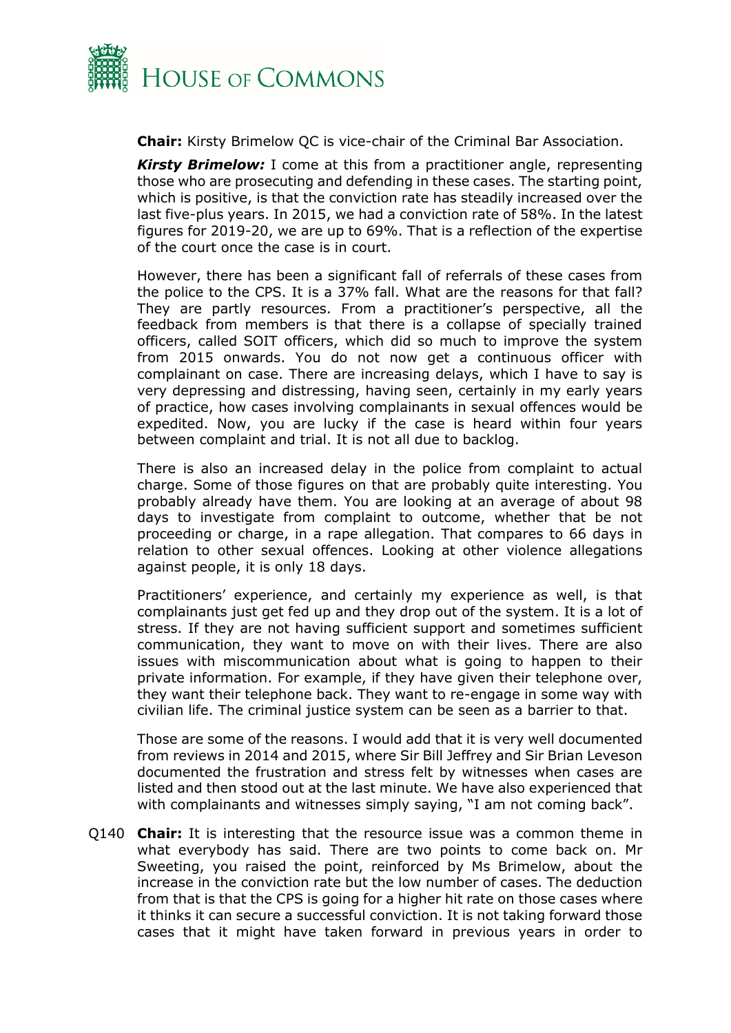**Chair:** Kirsty Brimelow QC is vice-chair of the Criminal Bar Association.

***Kirsty Brimelow:*** I come at this from a practitioner angle, representing those who are prosecuting and defending in these cases. The starting point, which is positive, is that the conviction rate has steadily increased over the last five-plus years. In 2015, we had a conviction rate of 58%. In the latest figures for 2019-20, we are up to 69%. That is a reflection of the expertise of the court once the case is in court.

However, there has been a significant fall of referrals of these cases from the police to the CPS. It is a 37% fall. What are the reasons for that fall? They are partly resources. From a practitioner's perspective, all the feedback from members is that there is a collapse of specially trained officers, called SOIT officers, which did so much to improve the system from 2015 onwards. You do not now get a continuous officer with complainant on case. There are increasing delays, which I have to say is very depressing and distressing, having seen, certainly in my early years of practice, how cases involving complainants in sexual offences would be expedited. Now, you are lucky if the case is heard within four years between complaint and trial. It is not all due to backlog.

There is also an increased delay in the police from complaint to actual charge. Some of those figures on that are probably quite interesting. You probably already have them. You are looking at an average of about 98 days to investigate from complaint to outcome, whether that be not proceeding or charge, in a rape allegation. That compares to 66 days in relation to other sexual offences. Looking at other violence allegations against people, it is only 18 days.

Practitioners' experience, and certainly my experience as well, is that complainants just get fed up and they drop out of the system. It is a lot of stress. If they are not having sufficient support and sometimes sufficient communication, they want to move on with their lives. There are also issues with miscommunication about what is going to happen to their private information. For example, if they have given their telephone over, they want their telephone back. They want to re-engage in some way with civilian life. The criminal justice system can be seen as a barrier to that.

Those are some of the reasons. I would add that it is very well documented from reviews in 2014 and 2015, where Sir Bill Jeffrey and Sir Brian Leveson documented the frustration and stress felt by witnesses when cases are listed and then stood out at the last minute. We have also experienced that with complainants and witnesses simply saying, "I am not coming back".

Q140 **Chair:** It is interesting that the resource issue was a common theme in what everybody has said. There are two points to come back on. Mr Sweeting, you raised the point, reinforced by Ms Brimelow, about the increase in the conviction rate but the low number of cases. The deduction from that is that the CPS is going for a higher hit rate on those cases where it thinks it can secure a successful conviction. It is not taking forward those cases that it might have taken forward in previous years in order to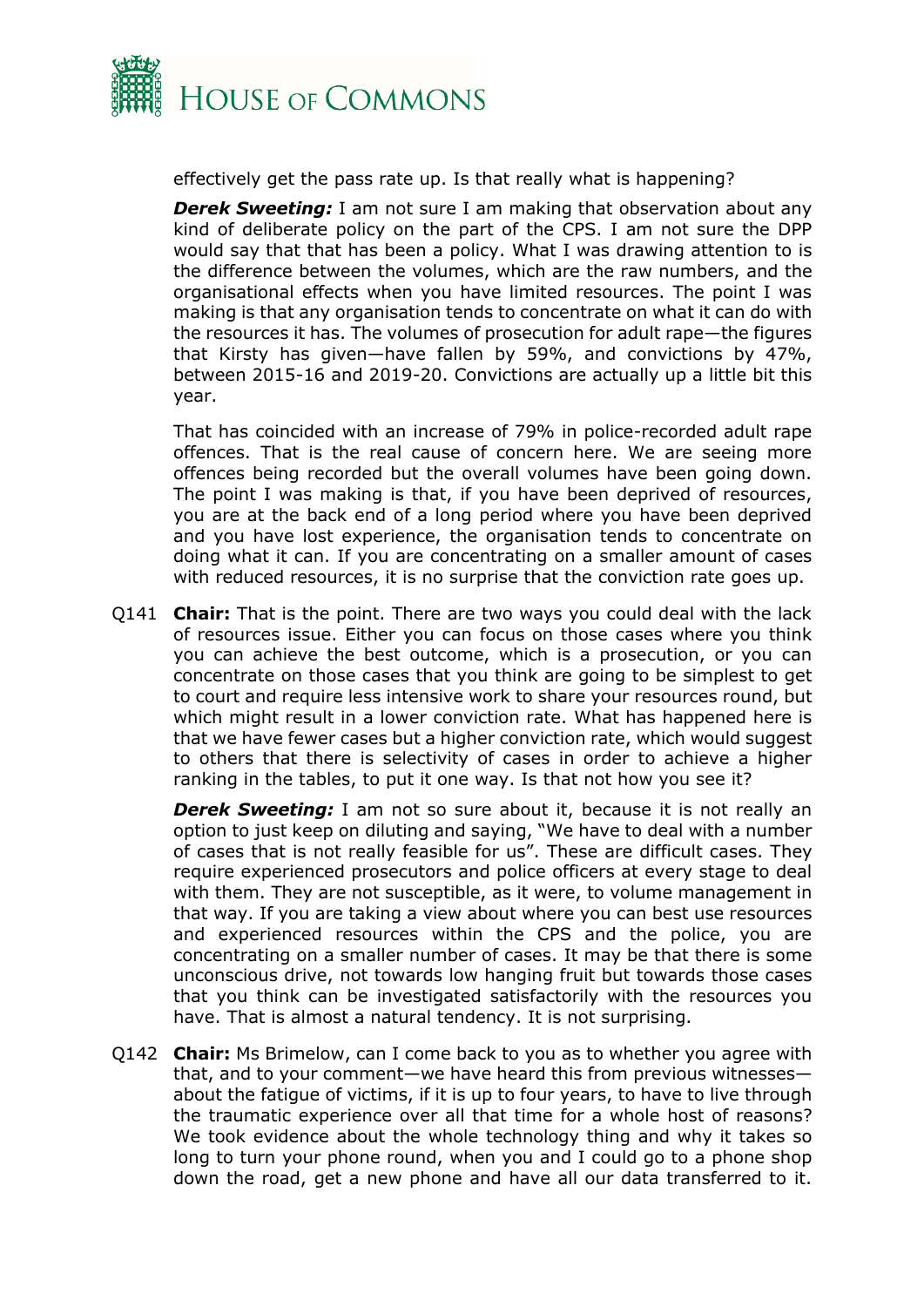effectively get the pass rate up. Is that really what is happening?

***Derek Sweeting:*** I am not sure I am making that observation about any kind of deliberate policy on the part of the CPS. I am not sure the DPP would say that that has been a policy. What I was drawing attention to is the difference between the volumes, which are the raw numbers, and the organisational effects when you have limited resources. The point I was making is that any organisation tends to concentrate on what it can do with the resources it has. The volumes of prosecution for adult rape—the figures that Kirsty has given—have fallen by 59%, and convictions by 47%, between 2015-16 and 2019-20. Convictions are actually up a little bit this year.

That has coincided with an increase of 79% in police-recorded adult rape offences. That is the real cause of concern here. We are seeing more offences being recorded but the overall volumes have been going down. The point I was making is that, if you have been deprived of resources, you are at the back end of a long period where you have been deprived and you have lost experience, the organisation tends to concentrate on doing what it can. If you are concentrating on a smaller amount of cases with reduced resources, it is no surprise that the conviction rate goes up.

Q141 **Chair:** That is the point. There are two ways you could deal with the lack of resources issue. Either you can focus on those cases where you think you can achieve the best outcome, which is a prosecution, or you can concentrate on those cases that you think are going to be simplest to get to court and require less intensive work to share your resources round, but which might result in a lower conviction rate. What has happened here is that we have fewer cases but a higher conviction rate, which would suggest to others that there is selectivity of cases in order to achieve a higher ranking in the tables, to put it one way. Is that not how you see it?

***Derek Sweeting:*** I am not so sure about it, because it is not really an option to just keep on diluting and saying, "We have to deal with a number of cases that is not really feasible for us". These are difficult cases. They require experienced prosecutors and police officers at every stage to deal with them. They are not susceptible, as it were, to volume management in that way. If you are taking a view about where you can best use resources and experienced resources within the CPS and the police, you are concentrating on a smaller number of cases. It may be that there is some unconscious drive, not towards low hanging fruit but towards those cases that you think can be investigated satisfactorily with the resources you have. That is almost a natural tendency. It is not surprising.

Q142 **Chair:** Ms Brimelow, can I come back to you as to whether you agree with that, and to your comment—we have heard this from previous witnesses—about the fatigue of victims, if it is up to four years, to have to live through the traumatic experience over all that time for a whole host of reasons? We took evidence about the whole technology thing and why it takes so long to turn your phone round, when you and I could go to a phone shop down the road, get a new phone and have all our data transferred to it.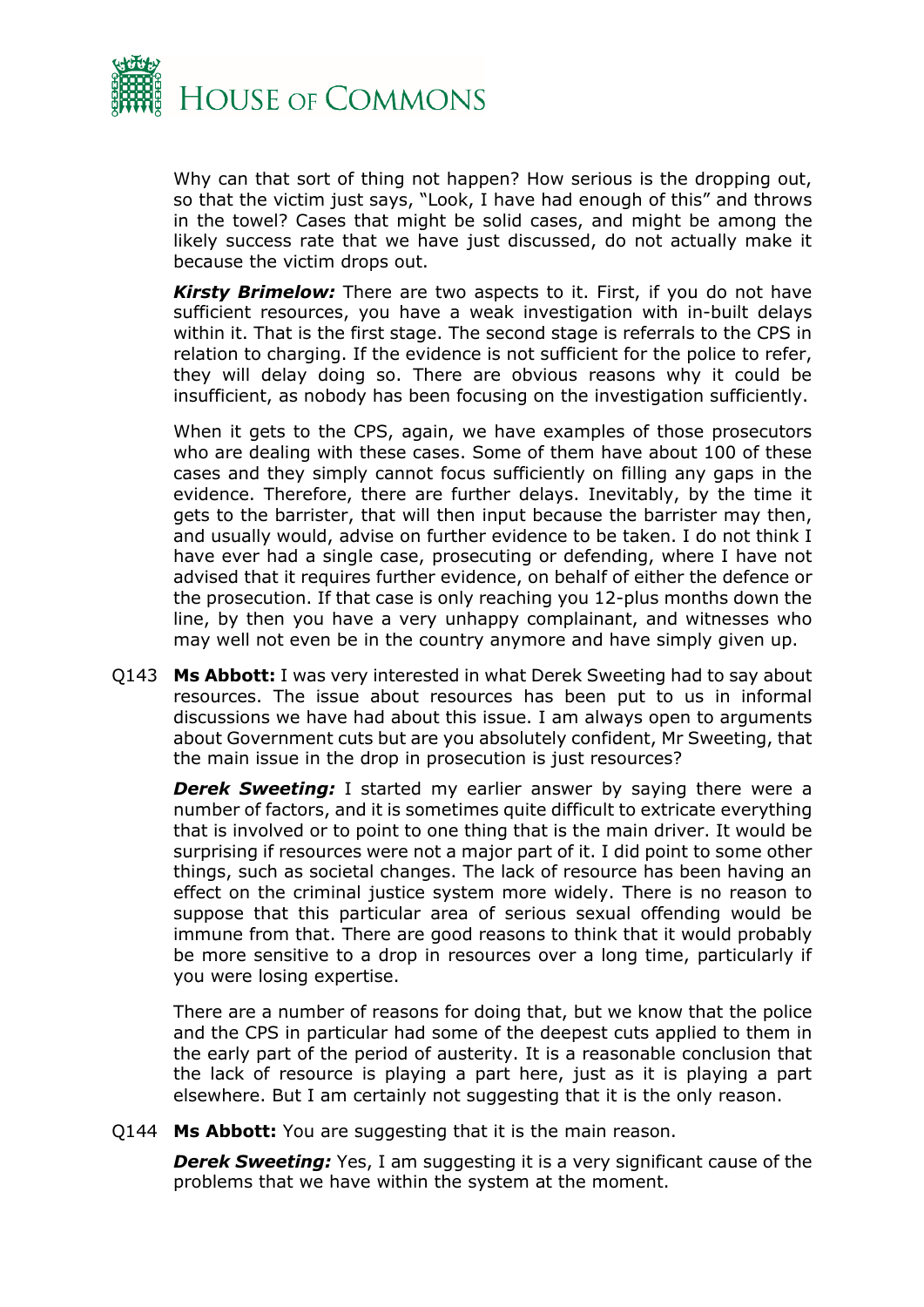Why can that sort of thing not happen? How serious is the dropping out, so that the victim just says, "Look, I have had enough of this" and throws in the towel? Cases that might be solid cases, and might be among the likely success rate that we have just discussed, do not actually make it because the victim drops out.

***Kirsty Brimelow:*** There are two aspects to it. First, if you do not have sufficient resources, you have a weak investigation with in-built delays within it. That is the first stage. The second stage is referrals to the CPS in relation to charging. If the evidence is not sufficient for the police to refer, they will delay doing so. There are obvious reasons why it could be insufficient, as nobody has been focusing on the investigation sufficiently.

When it gets to the CPS, again, we have examples of those prosecutors who are dealing with these cases. Some of them have about 100 of these cases and they simply cannot focus sufficiently on filling any gaps in the evidence. Therefore, there are further delays. Inevitably, by the time it gets to the barrister, that will then input because the barrister may then, and usually would, advise on further evidence to be taken. I do not think I have ever had a single case, prosecuting or defending, where I have not advised that it requires further evidence, on behalf of either the defence or the prosecution. If that case is only reaching you 12-plus months down the line, by then you have a very unhappy complainant, and witnesses who may well not even be in the country anymore and have simply given up.

Q143 **Ms Abbott:** I was very interested in what Derek Sweeting had to say about resources. The issue about resources has been put to us in informal discussions we have had about this issue. I am always open to arguments about Government cuts but are you absolutely confident, Mr Sweeting, that the main issue in the drop in prosecution is just resources?

***Derek Sweeting:*** I started my earlier answer by saying there were a number of factors, and it is sometimes quite difficult to extricate everything that is involved or to point to one thing that is the main driver. It would be surprising if resources were not a major part of it. I did point to some other things, such as societal changes. The lack of resource has been having an effect on the criminal justice system more widely. There is no reason to suppose that this particular area of serious sexual offending would be immune from that. There are good reasons to think that it would probably be more sensitive to a drop in resources over a long time, particularly if you were losing expertise.

There are a number of reasons for doing that, but we know that the police and the CPS in particular had some of the deepest cuts applied to them in the early part of the period of austerity. It is a reasonable conclusion that the lack of resource is playing a part here, just as it is playing a part elsewhere. But I am certainly not suggesting that it is the only reason.

Q144 **Ms Abbott:** You are suggesting that it is the main reason.

***Derek Sweeting:*** Yes, I am suggesting it is a very significant cause of the problems that we have within the system at the moment.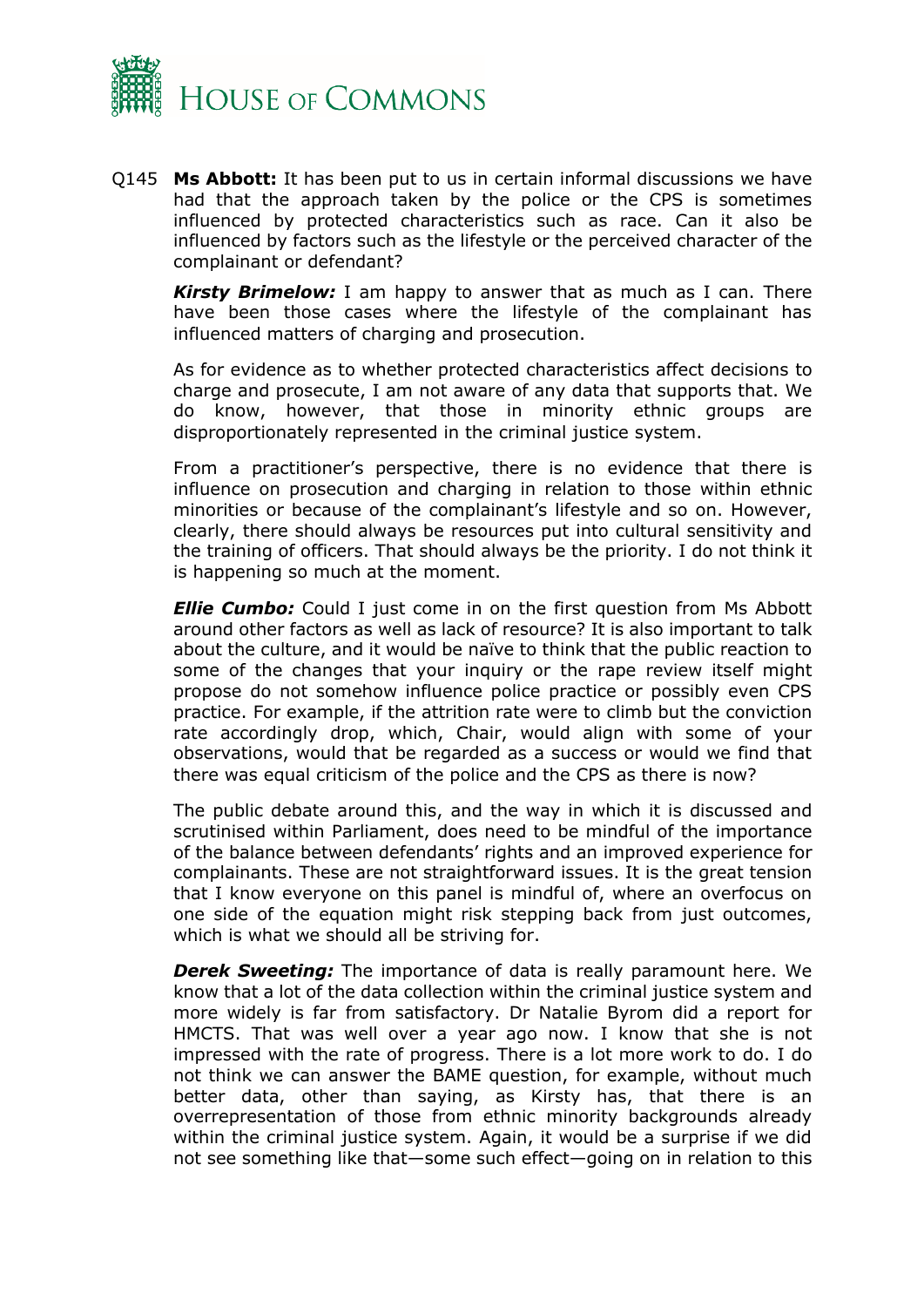Q145 **Ms Abbott:** It has been put to us in certain informal discussions we have had that the approach taken by the police or the CPS is sometimes influenced by protected characteristics such as race. Can it also be influenced by factors such as the lifestyle or the perceived character of the complainant or defendant?

***Kirsty Brimelow:*** I am happy to answer that as much as I can. There have been those cases where the lifestyle of the complainant has influenced matters of charging and prosecution.

As for evidence as to whether protected characteristics affect decisions to charge and prosecute, I am not aware of any data that supports that. We do know, however, that those in minority ethnic groups are disproportionately represented in the criminal justice system.

From a practitioner's perspective, there is no evidence that there is influence on prosecution and charging in relation to those within ethnic minorities or because of the complainant's lifestyle and so on. However, clearly, there should always be resources put into cultural sensitivity and the training of officers. That should always be the priority. I do not think it is happening so much at the moment.

***Ellie Cumbo:*** Could I just come in on the first question from Ms Abbott around other factors as well as lack of resource? It is also important to talk about the culture, and it would be naïve to think that the public reaction to some of the changes that your inquiry or the rape review itself might propose do not somehow influence police practice or possibly even CPS practice. For example, if the attrition rate were to climb but the conviction rate accordingly drop, which, Chair, would align with some of your observations, would that be regarded as a success or would we find that there was equal criticism of the police and the CPS as there is now?

The public debate around this, and the way in which it is discussed and scrutinised within Parliament, does need to be mindful of the importance of the balance between defendants' rights and an improved experience for complainants. These are not straightforward issues. It is the great tension that I know everyone on this panel is mindful of, where an overfocus on one side of the equation might risk stepping back from just outcomes, which is what we should all be striving for.

***Derek Sweeting:*** The importance of data is really paramount here. We know that a lot of the data collection within the criminal justice system and more widely is far from satisfactory. Dr Natalie Byrom did a report for HMCTS. That was well over a year ago now. I know that she is not impressed with the rate of progress. There is a lot more work to do. I do not think we can answer the BAME question, for example, without much better data, other than saying, as Kirsty has, that there is an overrepresentation of those from ethnic minority backgrounds already within the criminal justice system. Again, it would be a surprise if we did not see something like that—some such effect—going on in relation to this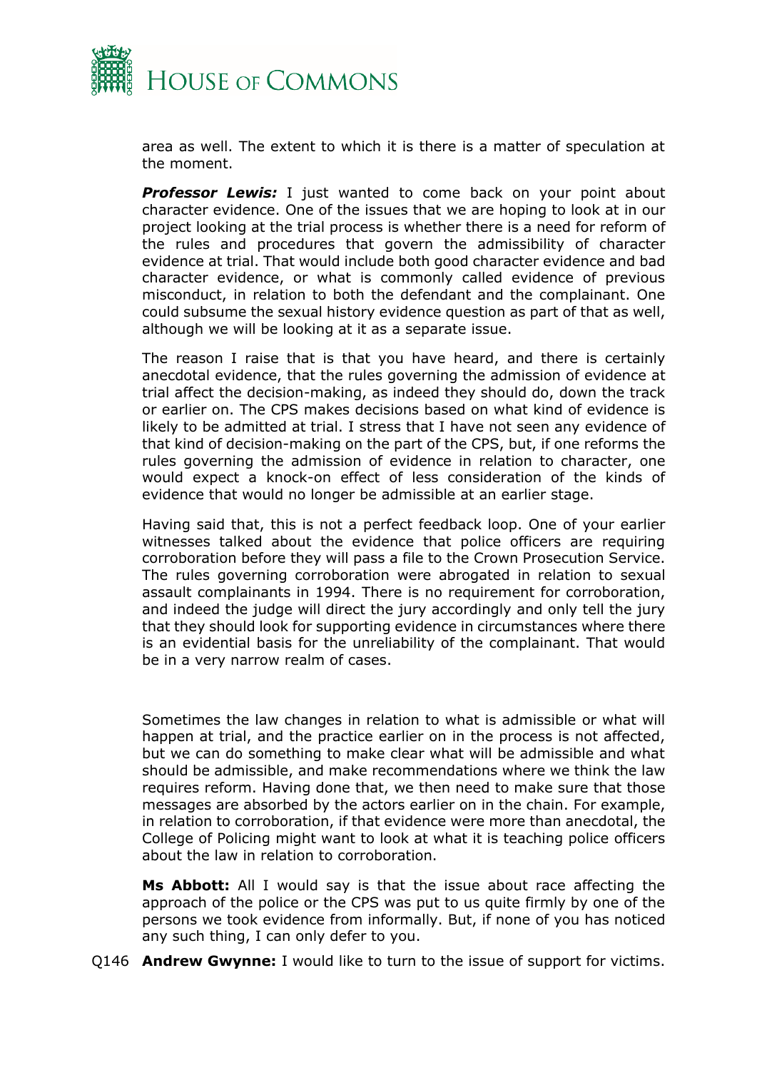area as well. The extent to which it is there is a matter of speculation at the moment.

***Professor Lewis:*** I just wanted to come back on your point about character evidence. One of the issues that we are hoping to look at in our project looking at the trial process is whether there is a need for reform of the rules and procedures that govern the admissibility of character evidence at trial. That would include both good character evidence and bad character evidence, or what is commonly called evidence of previous misconduct, in relation to both the defendant and the complainant. One could subsume the sexual history evidence question as part of that as well, although we will be looking at it as a separate issue.

The reason I raise that is that you have heard, and there is certainly anecdotal evidence, that the rules governing the admission of evidence at trial affect the decision-making, as indeed they should do, down the track or earlier on. The CPS makes decisions based on what kind of evidence is likely to be admitted at trial. I stress that I have not seen any evidence of that kind of decision-making on the part of the CPS, but, if one reforms the rules governing the admission of evidence in relation to character, one would expect a knock-on effect of less consideration of the kinds of evidence that would no longer be admissible at an earlier stage.

Having said that, this is not a perfect feedback loop. One of your earlier witnesses talked about the evidence that police officers are requiring corroboration before they will pass a file to the Crown Prosecution Service. The rules governing corroboration were abrogated in relation to sexual assault complainants in 1994. There is no requirement for corroboration, and indeed the judge will direct the jury accordingly and only tell the jury that they should look for supporting evidence in circumstances where there is an evidential basis for the unreliability of the complainant. That would be in a very narrow realm of cases.

Sometimes the law changes in relation to what is admissible or what will happen at trial, and the practice earlier on in the process is not affected, but we can do something to make clear what will be admissible and what should be admissible, and make recommendations where we think the law requires reform. Having done that, we then need to make sure that those messages are absorbed by the actors earlier on in the chain. For example, in relation to corroboration, if that evidence were more than anecdotal, the College of Policing might want to look at what it is teaching police officers about the law in relation to corroboration.

**Ms Abbott:** All I would say is that the issue about race affecting the approach of the police or the CPS was put to us quite firmly by one of the persons we took evidence from informally. But, if none of you has noticed any such thing, I can only defer to you.

Q146 **Andrew Gwynne:** I would like to turn to the issue of support for victims.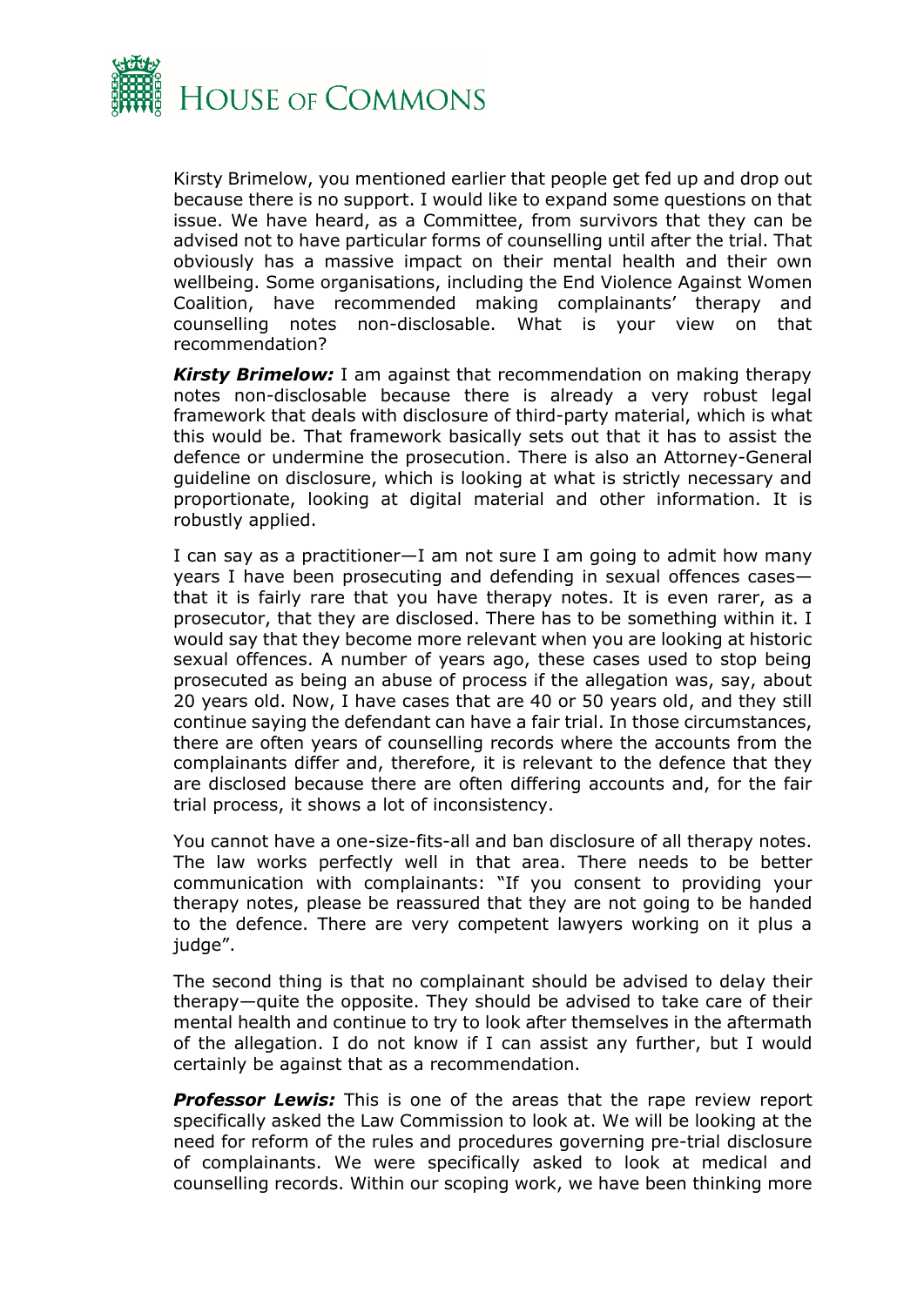Kirsty Brimelow, you mentioned earlier that people get fed up and drop out because there is no support. I would like to expand some questions on that issue. We have heard, as a Committee, from survivors that they can be advised not to have particular forms of counselling until after the trial. That obviously has a massive impact on their mental health and their own wellbeing. Some organisations, including the End Violence Against Women Coalition, have recommended making complainants' therapy and counselling notes non-disclosable. What is your view on that recommendation?

***Kirsty Brimelow:*** I am against that recommendation on making therapy notes non-disclosable because there is already a very robust legal framework that deals with disclosure of third-party material, which is what this would be. That framework basically sets out that it has to assist the defence or undermine the prosecution. There is also an Attorney-General guideline on disclosure, which is looking at what is strictly necessary and proportionate, looking at digital material and other information. It is robustly applied.

I can say as a practitioner—I am not sure I am going to admit how many years I have been prosecuting and defending in sexual offences cases—that it is fairly rare that you have therapy notes. It is even rarer, as a prosecutor, that they are disclosed. There has to be something within it. I would say that they become more relevant when you are looking at historic sexual offences. A number of years ago, these cases used to stop being prosecuted as being an abuse of process if the allegation was, say, about 20 years old. Now, I have cases that are 40 or 50 years old, and they still continue saying the defendant can have a fair trial. In those circumstances, there are often years of counselling records where the accounts from the complainants differ and, therefore, it is relevant to the defence that they are disclosed because there are often differing accounts and, for the fair trial process, it shows a lot of inconsistency.

You cannot have a one-size-fits-all and ban disclosure of all therapy notes. The law works perfectly well in that area. There needs to be better communication with complainants: "If you consent to providing your therapy notes, please be reassured that they are not going to be handed to the defence. There are very competent lawyers working on it plus a judge".

The second thing is that no complainant should be advised to delay their therapy—quite the opposite. They should be advised to take care of their mental health and continue to try to look after themselves in the aftermath of the allegation. I do not know if I can assist any further, but I would certainly be against that as a recommendation.

***Professor Lewis:*** This is one of the areas that the rape review report specifically asked the Law Commission to look at. We will be looking at the need for reform of the rules and procedures governing pre-trial disclosure of complainants. We were specifically asked to look at medical and counselling records. Within our scoping work, we have been thinking more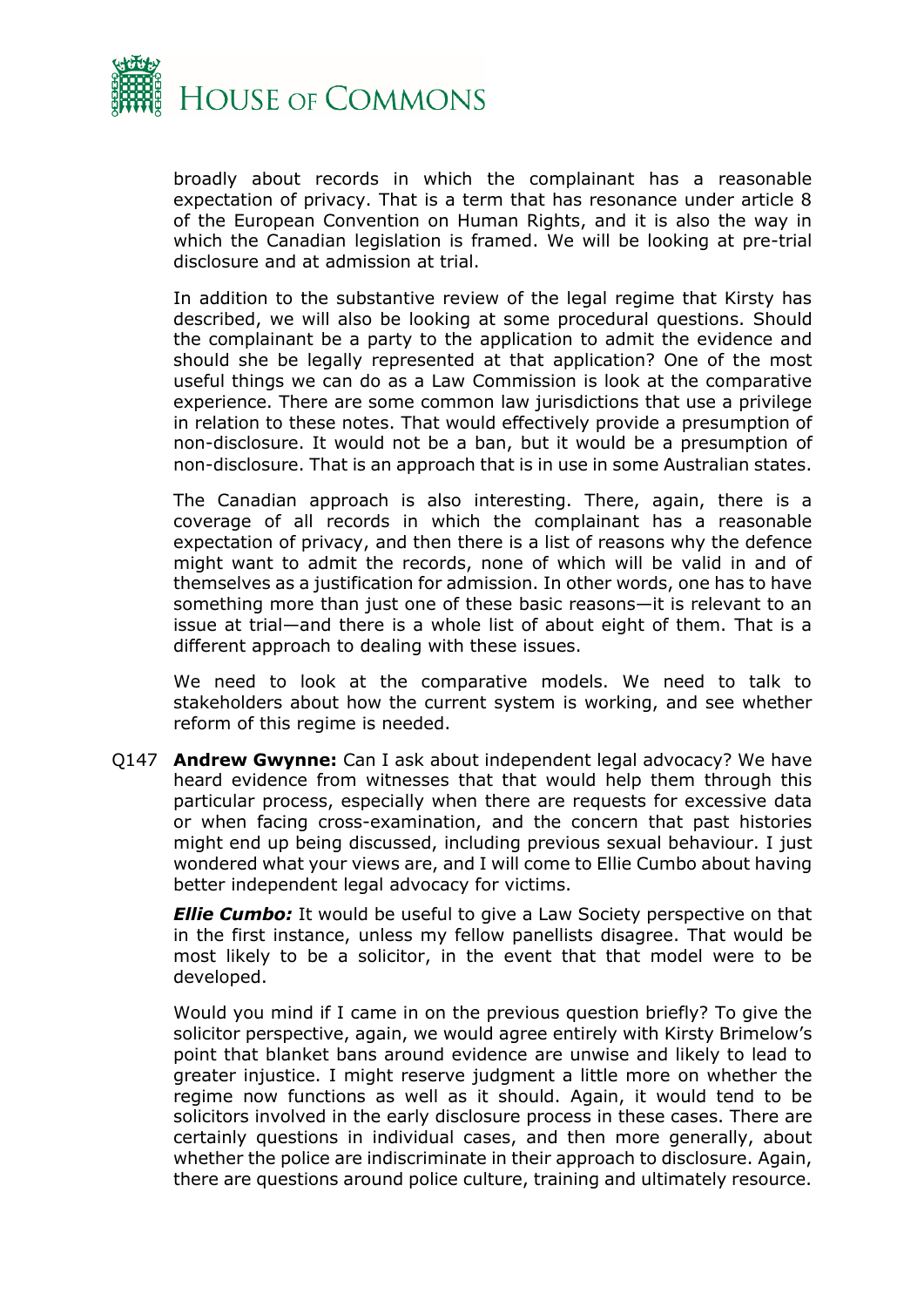broadly about records in which the complainant has a reasonable expectation of privacy. That is a term that has resonance under article 8 of the European Convention on Human Rights, and it is also the way in which the Canadian legislation is framed. We will be looking at pre-trial disclosure and at admission at trial.

In addition to the substantive review of the legal regime that Kirsty has described, we will also be looking at some procedural questions. Should the complainant be a party to the application to admit the evidence and should she be legally represented at that application? One of the most useful things we can do as a Law Commission is look at the comparative experience. There are some common law jurisdictions that use a privilege in relation to these notes. That would effectively provide a presumption of non-disclosure. It would not be a ban, but it would be a presumption of non-disclosure. That is an approach that is in use in some Australian states.

The Canadian approach is also interesting. There, again, there is a coverage of all records in which the complainant has a reasonable expectation of privacy, and then there is a list of reasons why the defence might want to admit the records, none of which will be valid in and of themselves as a justification for admission. In other words, one has to have something more than just one of these basic reasons—it is relevant to an issue at trial—and there is a whole list of about eight of them. That is a different approach to dealing with these issues.

We need to look at the comparative models. We need to talk to stakeholders about how the current system is working, and see whether reform of this regime is needed.

Q147 **Andrew Gwynne:** Can I ask about independent legal advocacy? We have heard evidence from witnesses that that would help them through this particular process, especially when there are requests for excessive data or when facing cross-examination, and the concern that past histories might end up being discussed, including previous sexual behaviour. I just wondered what your views are, and I will come to Ellie Cumbo about having better independent legal advocacy for victims.

***Ellie Cumbo:*** It would be useful to give a Law Society perspective on that in the first instance, unless my fellow panellists disagree. That would be most likely to be a solicitor, in the event that that model were to be developed.

Would you mind if I came in on the previous question briefly? To give the solicitor perspective, again, we would agree entirely with Kirsty Brimelow's point that blanket bans around evidence are unwise and likely to lead to greater injustice. I might reserve judgment a little more on whether the regime now functions as well as it should. Again, it would tend to be solicitors involved in the early disclosure process in these cases. There are certainly questions in individual cases, and then more generally, about whether the police are indiscriminate in their approach to disclosure. Again, there are questions around police culture, training and ultimately resource.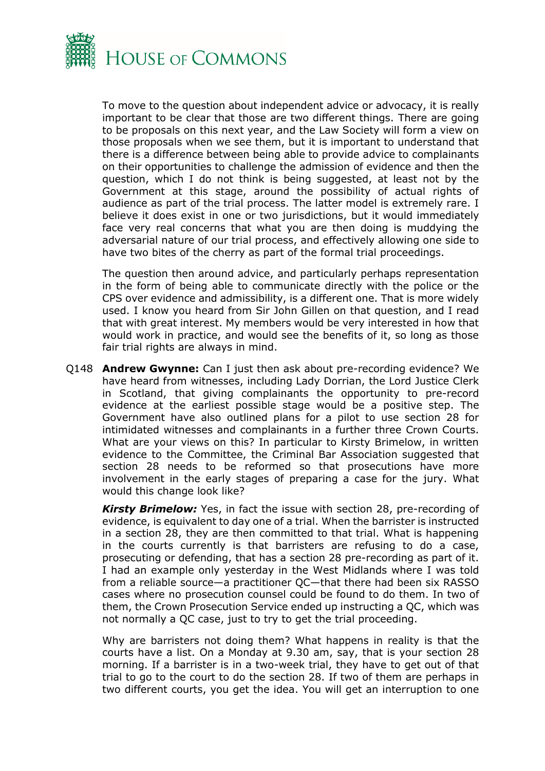To move to the question about independent advice or advocacy, it is really important to be clear that those are two different things. There are going to be proposals on this next year, and the Law Society will form a view on those proposals when we see them, but it is important to understand that there is a difference between being able to provide advice to complainants on their opportunities to challenge the admission of evidence and then the question, which I do not think is being suggested, at least not by the Government at this stage, around the possibility of actual rights of audience as part of the trial process. The latter model is extremely rare. I believe it does exist in one or two jurisdictions, but it would immediately face very real concerns that what you are then doing is muddying the adversarial nature of our trial process, and effectively allowing one side to have two bites of the cherry as part of the formal trial proceedings.

The question then around advice, and particularly perhaps representation in the form of being able to communicate directly with the police or the CPS over evidence and admissibility, is a different one. That is more widely used. I know you heard from Sir John Gillen on that question, and I read that with great interest. My members would be very interested in how that would work in practice, and would see the benefits of it, so long as those fair trial rights are always in mind.

Q148 **Andrew Gwynne:** Can I just then ask about pre-recording evidence? We have heard from witnesses, including Lady Dorrian, the Lord Justice Clerk in Scotland, that giving complainants the opportunity to pre-record evidence at the earliest possible stage would be a positive step. The Government have also outlined plans for a pilot to use section 28 for intimidated witnesses and complainants in a further three Crown Courts. What are your views on this? In particular to Kirsty Brimelow, in written evidence to the Committee, the Criminal Bar Association suggested that section 28 needs to be reformed so that prosecutions have more involvement in the early stages of preparing a case for the jury. What would this change look like?

***Kirsty Brimelow:*** Yes, in fact the issue with section 28, pre-recording of evidence, is equivalent to day one of a trial. When the barrister is instructed in a section 28, they are then committed to that trial. What is happening in the courts currently is that barristers are refusing to do a case, prosecuting or defending, that has a section 28 pre-recording as part of it. I had an example only yesterday in the West Midlands where I was told from a reliable source—a practitioner QC—that there had been six RASSO cases where no prosecution counsel could be found to do them. In two of them, the Crown Prosecution Service ended up instructing a QC, which was not normally a QC case, just to try to get the trial proceeding.

Why are barristers not doing them? What happens in reality is that the courts have a list. On a Monday at 9.30 am, say, that is your section 28 morning. If a barrister is in a two-week trial, they have to get out of that trial to go to the court to do the section 28. If two of them are perhaps in two different courts, you get the idea. You will get an interruption to one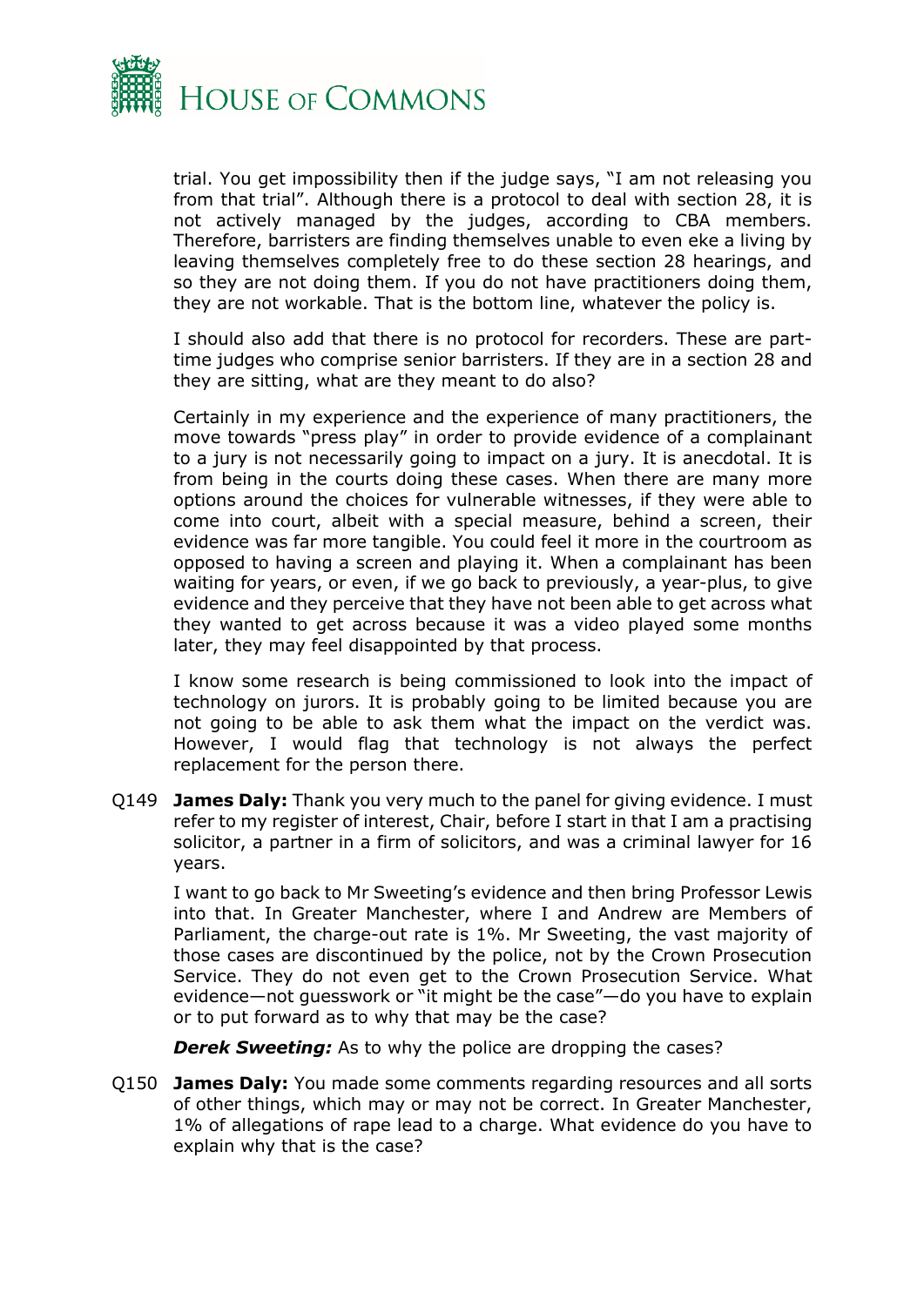trial. You get impossibility then if the judge says, "I am not releasing you from that trial". Although there is a protocol to deal with section 28, it is not actively managed by the judges, according to CBA members. Therefore, barristers are finding themselves unable to even eke a living by leaving themselves completely free to do these section 28 hearings, and so they are not doing them. If you do not have practitioners doing them, they are not workable. That is the bottom line, whatever the policy is.

I should also add that there is no protocol for recorders. These are part-time judges who comprise senior barristers. If they are in a section 28 and they are sitting, what are they meant to do also?

Certainly in my experience and the experience of many practitioners, the move towards "press play" in order to provide evidence of a complainant to a jury is not necessarily going to impact on a jury. It is anecdotal. It is from being in the courts doing these cases. When there are many more options around the choices for vulnerable witnesses, if they were able to come into court, albeit with a special measure, behind a screen, their evidence was far more tangible. You could feel it more in the courtroom as opposed to having a screen and playing it. When a complainant has been waiting for years, or even, if we go back to previously, a year-plus, to give evidence and they perceive that they have not been able to get across what they wanted to get across because it was a video played some months later, they may feel disappointed by that process.

I know some research is being commissioned to look into the impact of technology on jurors. It is probably going to be limited because you are not going to be able to ask them what the impact on the verdict was. However, I would flag that technology is not always the perfect replacement for the person there.

Q149 **James Daly:** Thank you very much to the panel for giving evidence. I must refer to my register of interest, Chair, before I start in that I am a practising solicitor, a partner in a firm of solicitors, and was a criminal lawyer for 16 years.

I want to go back to Mr Sweeting's evidence and then bring Professor Lewis into that. In Greater Manchester, where I and Andrew are Members of Parliament, the charge-out rate is 1%. Mr Sweeting, the vast majority of those cases are discontinued by the police, not by the Crown Prosecution Service. They do not even get to the Crown Prosecution Service. What evidence—not guesswork or "it might be the case"—do you have to explain or to put forward as to why that may be the case?

***Derek Sweeting:*** As to why the police are dropping the cases?

Q150 **James Daly:** You made some comments regarding resources and all sorts of other things, which may or may not be correct. In Greater Manchester, 1% of allegations of rape lead to a charge. What evidence do you have to explain why that is the case?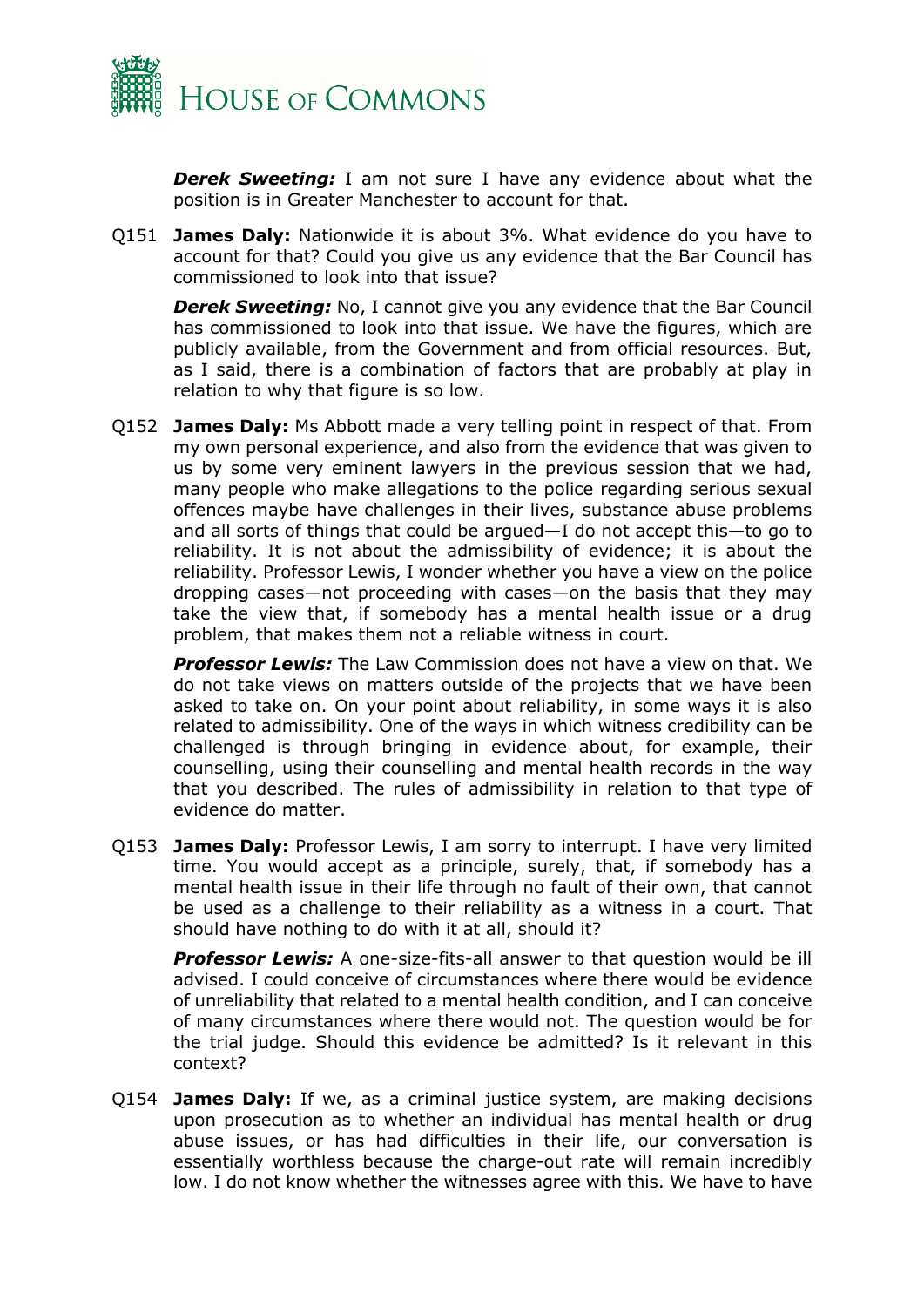***Derek Sweeting:*** I am not sure I have any evidence about what the position is in Greater Manchester to account for that.

Q151 **James Daly:** Nationwide it is about 3%. What evidence do you have to account for that? Could you give us any evidence that the Bar Council has commissioned to look into that issue?

***Derek Sweeting:*** No, I cannot give you any evidence that the Bar Council has commissioned to look into that issue. We have the figures, which are publicly available, from the Government and from official resources. But, as I said, there is a combination of factors that are probably at play in relation to why that figure is so low.

Q152 **James Daly:** Ms Abbott made a very telling point in respect of that. From my own personal experience, and also from the evidence that was given to us by some very eminent lawyers in the previous session that we had, many people who make allegations to the police regarding serious sexual offences maybe have challenges in their lives, substance abuse problems and all sorts of things that could be argued—I do not accept this—to go to reliability. It is not about the admissibility of evidence; it is about the reliability. Professor Lewis, I wonder whether you have a view on the police dropping cases—not proceeding with cases—on the basis that they may take the view that, if somebody has a mental health issue or a drug problem, that makes them not a reliable witness in court.

***Professor Lewis:*** The Law Commission does not have a view on that. We do not take views on matters outside of the projects that we have been asked to take on. On your point about reliability, in some ways it is also related to admissibility. One of the ways in which witness credibility can be challenged is through bringing in evidence about, for example, their counselling, using their counselling and mental health records in the way that you described. The rules of admissibility in relation to that type of evidence do matter.

Q153 **James Daly:** Professor Lewis, I am sorry to interrupt. I have very limited time. You would accept as a principle, surely, that, if somebody has a mental health issue in their life through no fault of their own, that cannot be used as a challenge to their reliability as a witness in a court. That should have nothing to do with it at all, should it?

***Professor Lewis:*** A one-size-fits-all answer to that question would be ill advised. I could conceive of circumstances where there would be evidence of unreliability that related to a mental health condition, and I can conceive of many circumstances where there would not. The question would be for the trial judge. Should this evidence be admitted? Is it relevant in this context?

Q154 **James Daly:** If we, as a criminal justice system, are making decisions upon prosecution as to whether an individual has mental health or drug abuse issues, or has had difficulties in their life, our conversation is essentially worthless because the charge-out rate will remain incredibly low. I do not know whether the witnesses agree with this. We have to have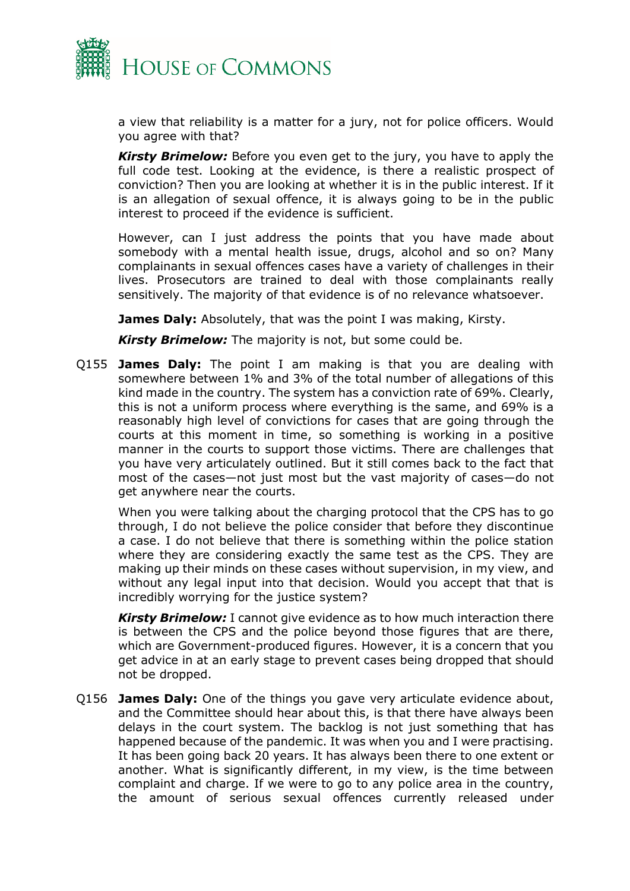a view that reliability is a matter for a jury, not for police officers. Would you agree with that?

***Kirsty Brimelow:*** Before you even get to the jury, you have to apply the full code test. Looking at the evidence, is there a realistic prospect of conviction? Then you are looking at whether it is in the public interest. If it is an allegation of sexual offence, it is always going to be in the public interest to proceed if the evidence is sufficient.

However, can I just address the points that you have made about somebody with a mental health issue, drugs, alcohol and so on? Many complainants in sexual offences cases have a variety of challenges in their lives. Prosecutors are trained to deal with those complainants really sensitively. The majority of that evidence is of no relevance whatsoever.

**James Daly:** Absolutely, that was the point I was making, Kirsty.

***Kirsty Brimelow:*** The majority is not, but some could be.

Q155 **James Daly:** The point I am making is that you are dealing with somewhere between 1% and 3% of the total number of allegations of this kind made in the country. The system has a conviction rate of 69%. Clearly, this is not a uniform process where everything is the same, and 69% is a reasonably high level of convictions for cases that are going through the courts at this moment in time, so something is working in a positive manner in the courts to support those victims. There are challenges that you have very articulately outlined. But it still comes back to the fact that most of the cases—not just most but the vast majority of cases—do not get anywhere near the courts.

When you were talking about the charging protocol that the CPS has to go through, I do not believe the police consider that before they discontinue a case. I do not believe that there is something within the police station where they are considering exactly the same test as the CPS. They are making up their minds on these cases without supervision, in my view, and without any legal input into that decision. Would you accept that that is incredibly worrying for the justice system?

***Kirsty Brimelow:*** I cannot give evidence as to how much interaction there is between the CPS and the police beyond those figures that are there, which are Government-produced figures. However, it is a concern that you get advice in at an early stage to prevent cases being dropped that should not be dropped.

Q156 **James Daly:** One of the things you gave very articulate evidence about, and the Committee should hear about this, is that there have always been delays in the court system. The backlog is not just something that has happened because of the pandemic. It was when you and I were practising. It has been going back 20 years. It has always been there to one extent or another. What is significantly different, in my view, is the time between complaint and charge. If we were to go to any police area in the country, the amount of serious sexual offences currently released under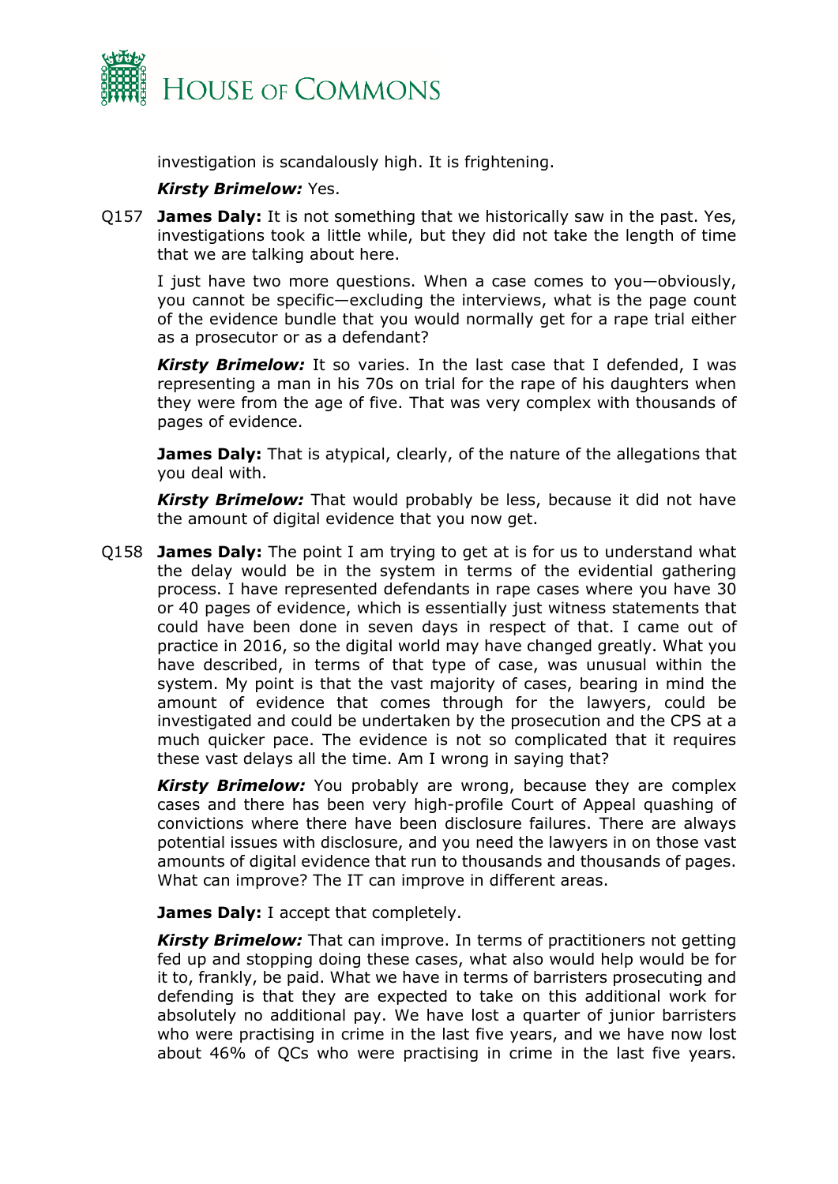investigation is scandalously high. It is frightening.

***Kirsty Brimelow:*** Yes.

Q157 **James Daly:** It is not something that we historically saw in the past. Yes, investigations took a little while, but they did not take the length of time that we are talking about here.

I just have two more questions. When a case comes to you—obviously, you cannot be specific—excluding the interviews, what is the page count of the evidence bundle that you would normally get for a rape trial either as a prosecutor or as a defendant?

***Kirsty Brimelow:*** It so varies. In the last case that I defended, I was representing a man in his 70s on trial for the rape of his daughters when they were from the age of five. That was very complex with thousands of pages of evidence.

**James Daly:** That is atypical, clearly, of the nature of the allegations that you deal with.

***Kirsty Brimelow:*** That would probably be less, because it did not have the amount of digital evidence that you now get.

Q158 **James Daly:** The point I am trying to get at is for us to understand what the delay would be in the system in terms of the evidential gathering process. I have represented defendants in rape cases where you have 30 or 40 pages of evidence, which is essentially just witness statements that could have been done in seven days in respect of that. I came out of practice in 2016, so the digital world may have changed greatly. What you have described, in terms of that type of case, was unusual within the system. My point is that the vast majority of cases, bearing in mind the amount of evidence that comes through for the lawyers, could be investigated and could be undertaken by the prosecution and the CPS at a much quicker pace. The evidence is not so complicated that it requires these vast delays all the time. Am I wrong in saying that?

***Kirsty Brimelow:*** You probably are wrong, because they are complex cases and there has been very high-profile Court of Appeal quashing of convictions where there have been disclosure failures. There are always potential issues with disclosure, and you need the lawyers in on those vast amounts of digital evidence that run to thousands and thousands of pages. What can improve? The IT can improve in different areas.

**James Daly:** I accept that completely.

***Kirsty Brimelow:*** That can improve. In terms of practitioners not getting fed up and stopping doing these cases, what also would help would be for it to, frankly, be paid. What we have in terms of barristers prosecuting and defending is that they are expected to take on this additional work for absolutely no additional pay. We have lost a quarter of junior barristers who were practising in crime in the last five years, and we have now lost about 46% of QCs who were practising in crime in the last five years.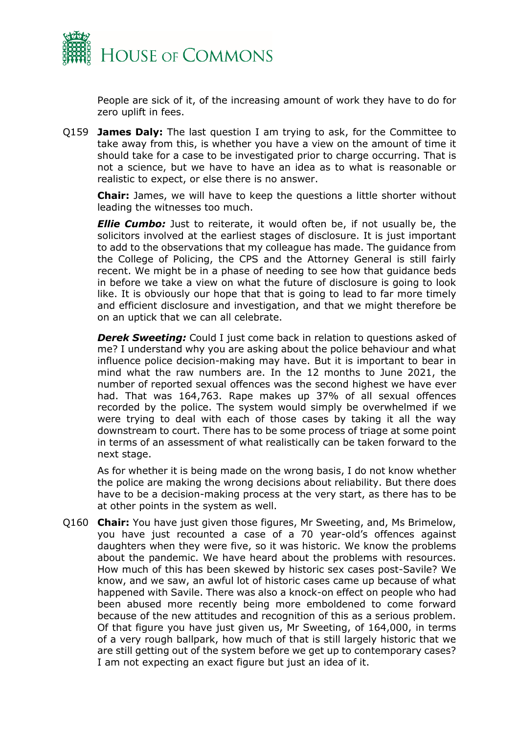People are sick of it, of the increasing amount of work they have to do for zero uplift in fees.

Q159 **James Daly:** The last question I am trying to ask, for the Committee to take away from this, is whether you have a view on the amount of time it should take for a case to be investigated prior to charge occurring. That is not a science, but we have to have an idea as to what is reasonable or realistic to expect, or else there is no answer.

**Chair:** James, we will have to keep the questions a little shorter without leading the witnesses too much.

***Ellie Cumbo:*** Just to reiterate, it would often be, if not usually be, the solicitors involved at the earliest stages of disclosure. It is just important to add to the observations that my colleague has made. The guidance from the College of Policing, the CPS and the Attorney General is still fairly recent. We might be in a phase of needing to see how that guidance beds in before we take a view on what the future of disclosure is going to look like. It is obviously our hope that that is going to lead to far more timely and efficient disclosure and investigation, and that we might therefore be on an uptick that we can all celebrate.

***Derek Sweeting:*** Could I just come back in relation to questions asked of me? I understand why you are asking about the police behaviour and what influence police decision-making may have. But it is important to bear in mind what the raw numbers are. In the 12 months to June 2021, the number of reported sexual offences was the second highest we have ever had. That was 164,763. Rape makes up 37% of all sexual offences recorded by the police. The system would simply be overwhelmed if we were trying to deal with each of those cases by taking it all the way downstream to court. There has to be some process of triage at some point in terms of an assessment of what realistically can be taken forward to the next stage.

As for whether it is being made on the wrong basis, I do not know whether the police are making the wrong decisions about reliability. But there does have to be a decision-making process at the very start, as there has to be at other points in the system as well.

Q160 **Chair:** You have just given those figures, Mr Sweeting, and, Ms Brimelow, you have just recounted a case of a 70 year-old's offences against daughters when they were five, so it was historic. We know the problems about the pandemic. We have heard about the problems with resources. How much of this has been skewed by historic sex cases post-Savile? We know, and we saw, an awful lot of historic cases came up because of what happened with Savile. There was also a knock-on effect on people who had been abused more recently being more emboldened to come forward because of the new attitudes and recognition of this as a serious problem. Of that figure you have just given us, Mr Sweeting, of 164,000, in terms of a very rough ballpark, how much of that is still largely historic that we are still getting out of the system before we get up to contemporary cases? I am not expecting an exact figure but just an idea of it.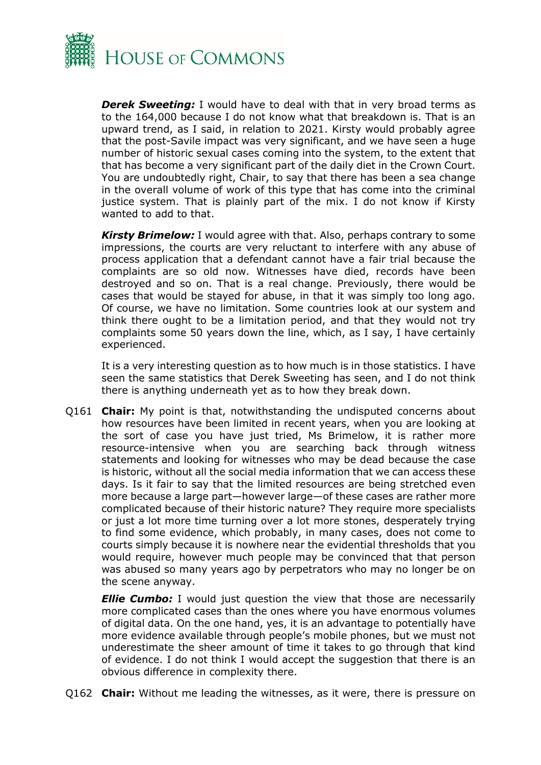***Derek Sweeting:*** I would have to deal with that in very broad terms as to the 164,000 because I do not know what that breakdown is. That is an upward trend, as I said, in relation to 2021. Kirsty would probably agree that the post-Savile impact was very significant, and we have seen a huge number of historic sexual cases coming into the system, to the extent that that has become a very significant part of the daily diet in the Crown Court. You are undoubtedly right, Chair, to say that there has been a sea change in the overall volume of work of this type that has come into the criminal justice system. That is plainly part of the mix. I do not know if Kirsty wanted to add to that.

***Kirsty Brimelow:*** I would agree with that. Also, perhaps contrary to some impressions, the courts are very reluctant to interfere with any abuse of process application that a defendant cannot have a fair trial because the complaints are so old now. Witnesses have died, records have been destroyed and so on. That is a real change. Previously, there would be cases that would be stayed for abuse, in that it was simply too long ago. Of course, we have no limitation. Some countries look at our system and think there ought to be a limitation period, and that they would not try complaints some 50 years down the line, which, as I say, I have certainly experienced.

It is a very interesting question as to how much is in those statistics. I have seen the same statistics that Derek Sweeting has seen, and I do not think there is anything underneath yet as to how they break down.

Q161 **Chair:** My point is that, notwithstanding the undisputed concerns about how resources have been limited in recent years, when you are looking at the sort of case you have just tried, Ms Brimelow, it is rather more resource-intensive when you are searching back through witness statements and looking for witnesses who may be dead because the case is historic, without all the social media information that we can access these days. Is it fair to say that the limited resources are being stretched even more because a large part—however large—of these cases are rather more complicated because of their historic nature? They require more specialists or just a lot more time turning over a lot more stones, desperately trying to find some evidence, which probably, in many cases, does not come to courts simply because it is nowhere near the evidential thresholds that you would require, however much people may be convinced that that person was abused so many years ago by perpetrators who may no longer be on the scene anyway.

***Ellie Cumbo:*** I would just question the view that those are necessarily more complicated cases than the ones where you have enormous volumes of digital data. On the one hand, yes, it is an advantage to potentially have more evidence available through people's mobile phones, but we must not underestimate the sheer amount of time it takes to go through that kind of evidence. I do not think I would accept the suggestion that there is an obvious difference in complexity there.

Q162 **Chair:** Without me leading the witnesses, as it were, there is pressure on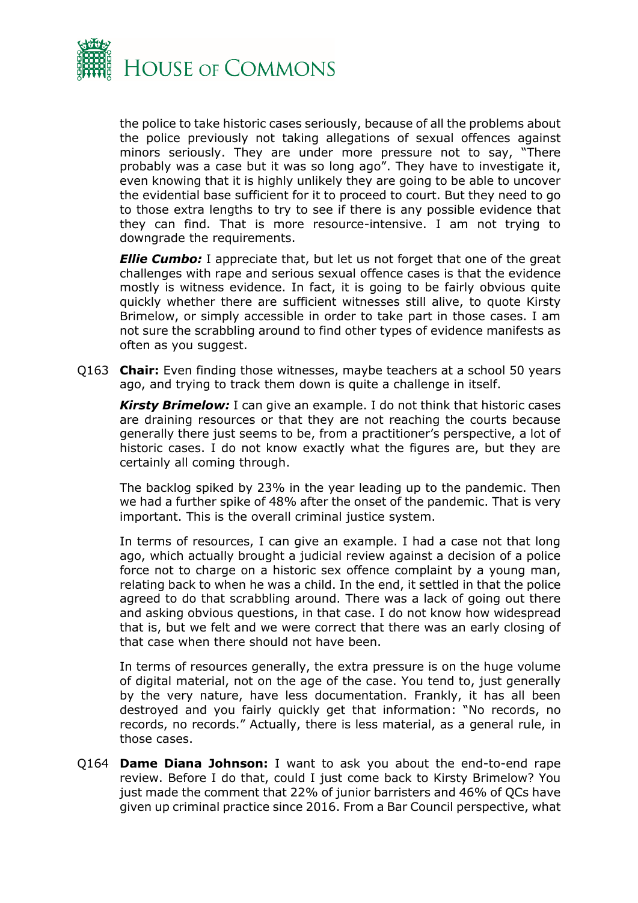the police to take historic cases seriously, because of all the problems about the police previously not taking allegations of sexual offences against minors seriously. They are under more pressure not to say, "There probably was a case but it was so long ago". They have to investigate it, even knowing that it is highly unlikely they are going to be able to uncover the evidential base sufficient for it to proceed to court. But they need to go to those extra lengths to try to see if there is any possible evidence that they can find. That is more resource-intensive. I am not trying to downgrade the requirements.

***Ellie Cumbo:*** I appreciate that, but let us not forget that one of the great challenges with rape and serious sexual offence cases is that the evidence mostly is witness evidence. In fact, it is going to be fairly obvious quite quickly whether there are sufficient witnesses still alive, to quote Kirsty Brimelow, or simply accessible in order to take part in those cases. I am not sure the scrabbling around to find other types of evidence manifests as often as you suggest.

Q163 **Chair:** Even finding those witnesses, maybe teachers at a school 50 years ago, and trying to track them down is quite a challenge in itself.

***Kirsty Brimelow:*** I can give an example. I do not think that historic cases are draining resources or that they are not reaching the courts because generally there just seems to be, from a practitioner's perspective, a lot of historic cases. I do not know exactly what the figures are, but they are certainly all coming through.

The backlog spiked by 23% in the year leading up to the pandemic. Then we had a further spike of 48% after the onset of the pandemic. That is very important. This is the overall criminal justice system.

In terms of resources, I can give an example. I had a case not that long ago, which actually brought a judicial review against a decision of a police force not to charge on a historic sex offence complaint by a young man, relating back to when he was a child. In the end, it settled in that the police agreed to do that scrabbling around. There was a lack of going out there and asking obvious questions, in that case. I do not know how widespread that is, but we felt and we were correct that there was an early closing of that case when there should not have been.

In terms of resources generally, the extra pressure is on the huge volume of digital material, not on the age of the case. You tend to, just generally by the very nature, have less documentation. Frankly, it has all been destroyed and you fairly quickly get that information: "No records, no records, no records." Actually, there is less material, as a general rule, in those cases.

Q164 **Dame Diana Johnson:** I want to ask you about the end-to-end rape review. Before I do that, could I just come back to Kirsty Brimelow? You just made the comment that 22% of junior barristers and 46% of QCs have given up criminal practice since 2016. From a Bar Council perspective, what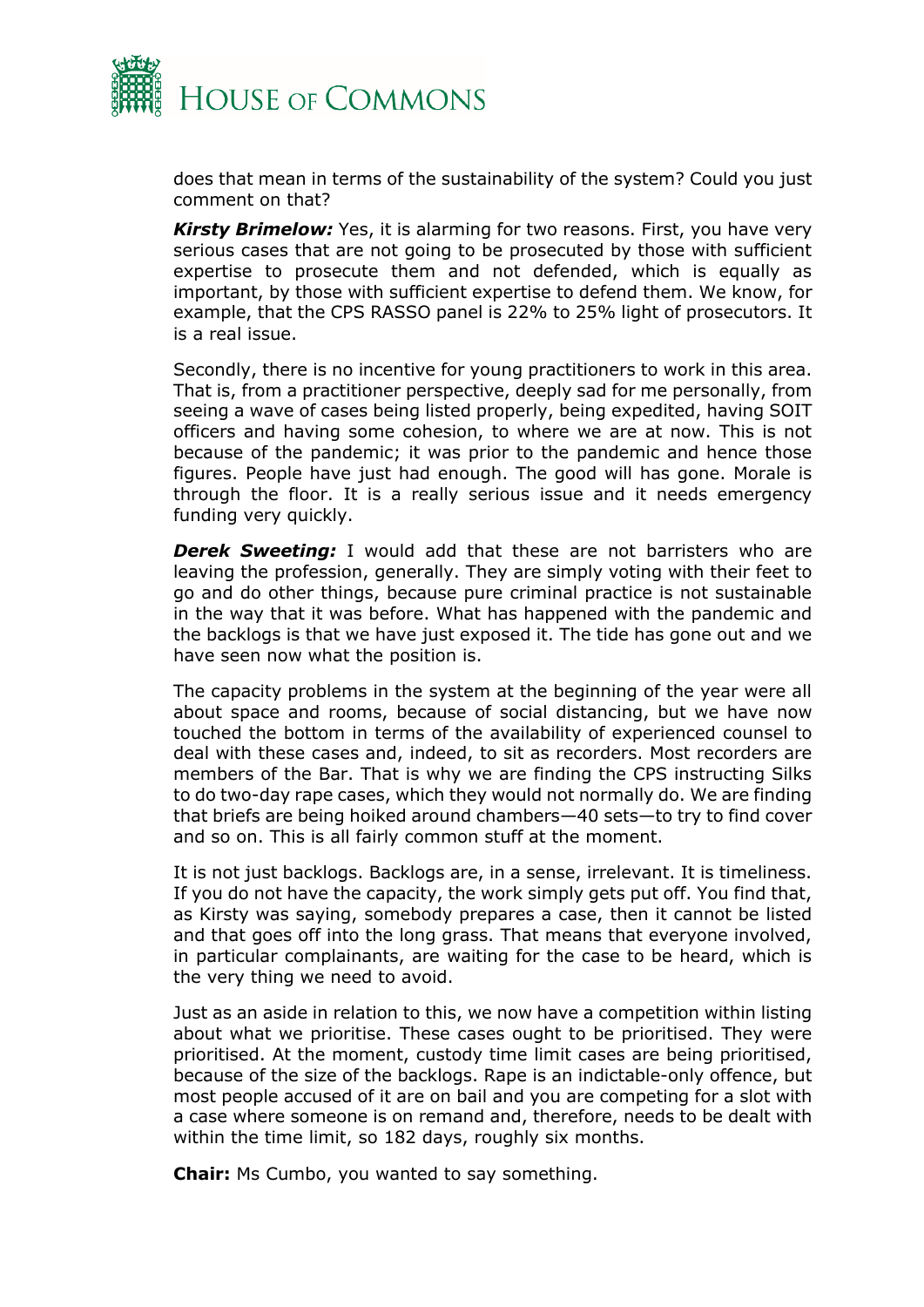does that mean in terms of the sustainability of the system? Could you just comment on that?

***Kirsty Brimelow:*** Yes, it is alarming for two reasons. First, you have very serious cases that are not going to be prosecuted by those with sufficient expertise to prosecute them and not defended, which is equally as important, by those with sufficient expertise to defend them. We know, for example, that the CPS RASSO panel is 22% to 25% light of prosecutors. It is a real issue.

Secondly, there is no incentive for young practitioners to work in this area. That is, from a practitioner perspective, deeply sad for me personally, from seeing a wave of cases being listed properly, being expedited, having SOIT officers and having some cohesion, to where we are at now. This is not because of the pandemic; it was prior to the pandemic and hence those figures. People have just had enough. The good will has gone. Morale is through the floor. It is a really serious issue and it needs emergency funding very quickly.

***Derek Sweeting:*** I would add that these are not barristers who are leaving the profession, generally. They are simply voting with their feet to go and do other things, because pure criminal practice is not sustainable in the way that it was before. What has happened with the pandemic and the backlogs is that we have just exposed it. The tide has gone out and we have seen now what the position is.

The capacity problems in the system at the beginning of the year were all about space and rooms, because of social distancing, but we have now touched the bottom in terms of the availability of experienced counsel to deal with these cases and, indeed, to sit as recorders. Most recorders are members of the Bar. That is why we are finding the CPS instructing Silks to do two-day rape cases, which they would not normally do. We are finding that briefs are being hoiked around chambers—40 sets—to try to find cover and so on. This is all fairly common stuff at the moment.

It is not just backlogs. Backlogs are, in a sense, irrelevant. It is timeliness. If you do not have the capacity, the work simply gets put off. You find that, as Kirsty was saying, somebody prepares a case, then it cannot be listed and that goes off into the long grass. That means that everyone involved, in particular complainants, are waiting for the case to be heard, which is the very thing we need to avoid.

Just as an aside in relation to this, we now have a competition within listing about what we prioritise. These cases ought to be prioritised. They were prioritised. At the moment, custody time limit cases are being prioritised, because of the size of the backlogs. Rape is an indictable-only offence, but most people accused of it are on bail and you are competing for a slot with a case where someone is on remand and, therefore, needs to be dealt with within the time limit, so 182 days, roughly six months.

**Chair:** Ms Cumbo, you wanted to say something.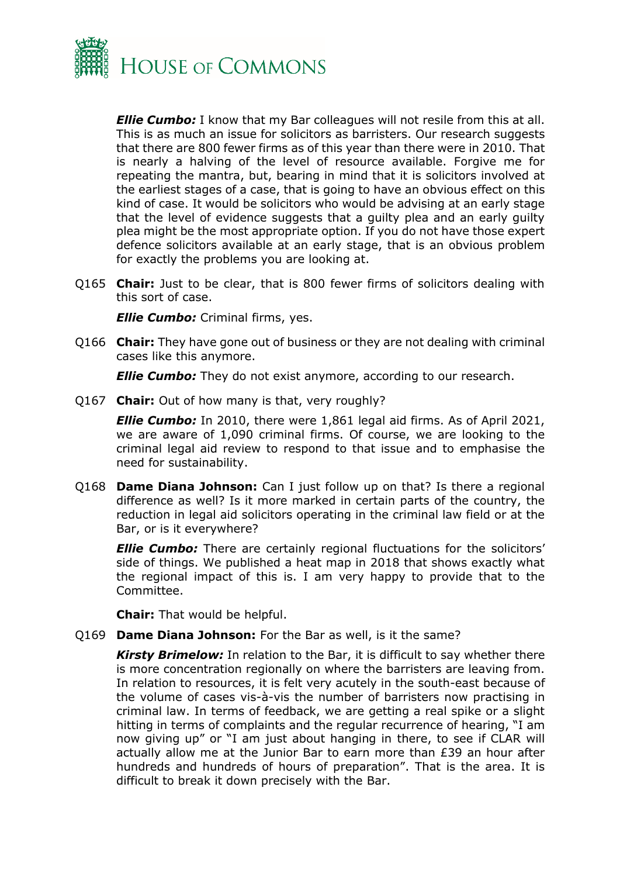***Ellie Cumbo:*** I know that my Bar colleagues will not resile from this at all. This is as much an issue for solicitors as barristers. Our research suggests that there are 800 fewer firms as of this year than there were in 2010. That is nearly a halving of the level of resource available. Forgive me for repeating the mantra, but, bearing in mind that it is solicitors involved at the earliest stages of a case, that is going to have an obvious effect on this kind of case. It would be solicitors who would be advising at an early stage that the level of evidence suggests that a guilty plea and an early guilty plea might be the most appropriate option. If you do not have those expert defence solicitors available at an early stage, that is an obvious problem for exactly the problems you are looking at.

Q165 **Chair:** Just to be clear, that is 800 fewer firms of solicitors dealing with this sort of case.

***Ellie Cumbo:*** Criminal firms, yes.

Q166 **Chair:** They have gone out of business or they are not dealing with criminal cases like this anymore.

***Ellie Cumbo:*** They do not exist anymore, according to our research.

Q167 **Chair:** Out of how many is that, very roughly?

***Ellie Cumbo:*** In 2010, there were 1,861 legal aid firms. As of April 2021, we are aware of 1,090 criminal firms. Of course, we are looking to the criminal legal aid review to respond to that issue and to emphasise the need for sustainability.

Q168 **Dame Diana Johnson:** Can I just follow up on that? Is there a regional difference as well? Is it more marked in certain parts of the country, the reduction in legal aid solicitors operating in the criminal law field or at the Bar, or is it everywhere?

***Ellie Cumbo:*** There are certainly regional fluctuations for the solicitors' side of things. We published a heat map in 2018 that shows exactly what the regional impact of this is. I am very happy to provide that to the Committee.

**Chair:** That would be helpful.

Q169 **Dame Diana Johnson:** For the Bar as well, is it the same?

***Kirsty Brimelow:*** In relation to the Bar, it is difficult to say whether there is more concentration regionally on where the barristers are leaving from. In relation to resources, it is felt very acutely in the south-east because of the volume of cases vis-à-vis the number of barristers now practising in criminal law. In terms of feedback, we are getting a real spike or a slight hitting in terms of complaints and the regular recurrence of hearing, "I am now giving up" or "I am just about hanging in there, to see if CLAR will actually allow me at the Junior Bar to earn more than £39 an hour after hundreds and hundreds of hours of preparation". That is the area. It is difficult to break it down precisely with the Bar.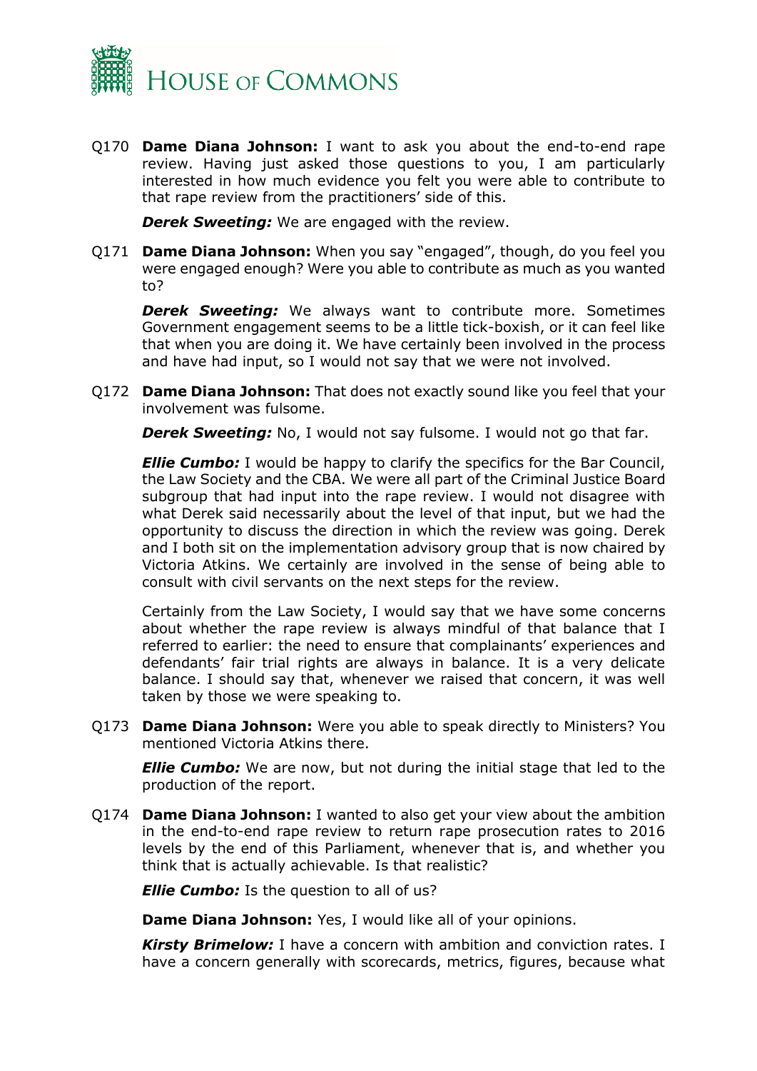Q170 **Dame Diana Johnson:** I want to ask you about the end-to-end rape review. Having just asked those questions to you, I am particularly interested in how much evidence you felt you were able to contribute to that rape review from the practitioners' side of this.

***Derek Sweeting:*** We are engaged with the review.

Q171 **Dame Diana Johnson:** When you say "engaged", though, do you feel you were engaged enough? Were you able to contribute as much as you wanted to?

***Derek Sweeting:*** We always want to contribute more. Sometimes Government engagement seems to be a little tick-boxish, or it can feel like that when you are doing it. We have certainly been involved in the process and have had input, so I would not say that we were not involved.

Q172 **Dame Diana Johnson:** That does not exactly sound like you feel that your involvement was fulsome.

***Derek Sweeting:*** No, I would not say fulsome. I would not go that far.

***Ellie Cumbo:*** I would be happy to clarify the specifics for the Bar Council, the Law Society and the CBA. We were all part of the Criminal Justice Board subgroup that had input into the rape review. I would not disagree with what Derek said necessarily about the level of that input, but we had the opportunity to discuss the direction in which the review was going. Derek and I both sit on the implementation advisory group that is now chaired by Victoria Atkins. We certainly are involved in the sense of being able to consult with civil servants on the next steps for the review.

Certainly from the Law Society, I would say that we have some concerns about whether the rape review is always mindful of that balance that I referred to earlier: the need to ensure that complainants' experiences and defendants' fair trial rights are always in balance. It is a very delicate balance. I should say that, whenever we raised that concern, it was well taken by those we were speaking to.

Q173 **Dame Diana Johnson:** Were you able to speak directly to Ministers? You mentioned Victoria Atkins there.

***Ellie Cumbo:*** We are now, but not during the initial stage that led to the production of the report.

Q174 **Dame Diana Johnson:** I wanted to also get your view about the ambition in the end-to-end rape review to return rape prosecution rates to 2016 levels by the end of this Parliament, whenever that is, and whether you think that is actually achievable. Is that realistic?

***Ellie Cumbo:*** Is the question to all of us?

**Dame Diana Johnson:** Yes, I would like all of your opinions.

***Kirsty Brimelow:*** I have a concern with ambition and conviction rates. I have a concern generally with scorecards, metrics, figures, because what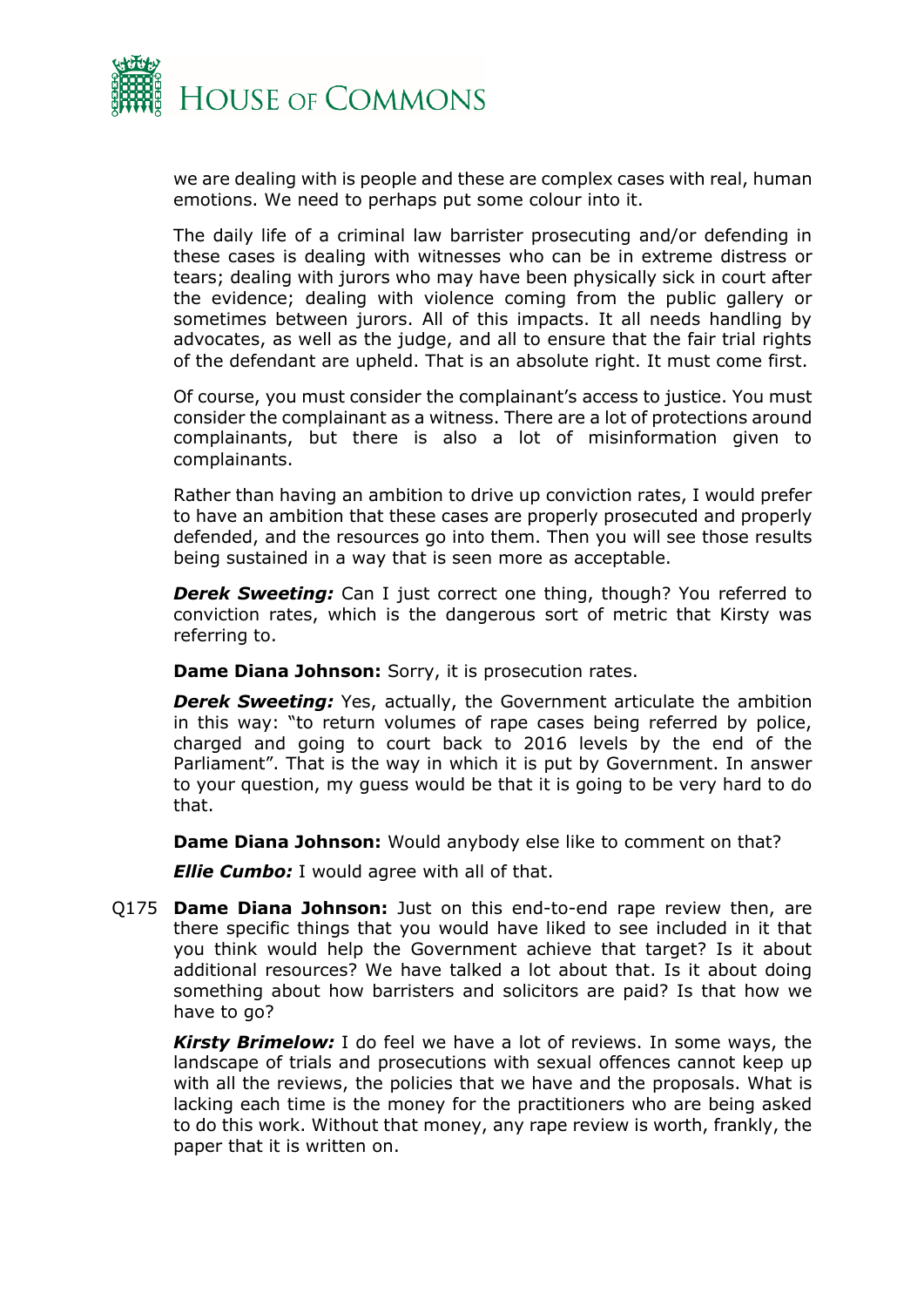we are dealing with is people and these are complex cases with real, human emotions. We need to perhaps put some colour into it.

The daily life of a criminal law barrister prosecuting and/or defending in these cases is dealing with witnesses who can be in extreme distress or tears; dealing with jurors who may have been physically sick in court after the evidence; dealing with violence coming from the public gallery or sometimes between jurors. All of this impacts. It all needs handling by advocates, as well as the judge, and all to ensure that the fair trial rights of the defendant are upheld. That is an absolute right. It must come first.

Of course, you must consider the complainant's access to justice. You must consider the complainant as a witness. There are a lot of protections around complainants, but there is also a lot of misinformation given to complainants.

Rather than having an ambition to drive up conviction rates, I would prefer to have an ambition that these cases are properly prosecuted and properly defended, and the resources go into them. Then you will see those results being sustained in a way that is seen more as acceptable.

***Derek Sweeting:*** Can I just correct one thing, though? You referred to conviction rates, which is the dangerous sort of metric that Kirsty was referring to.

**Dame Diana Johnson:** Sorry, it is prosecution rates.

***Derek Sweeting:*** Yes, actually, the Government articulate the ambition in this way: "to return volumes of rape cases being referred by police, charged and going to court back to 2016 levels by the end of the Parliament". That is the way in which it is put by Government. In answer to your question, my guess would be that it is going to be very hard to do that.

**Dame Diana Johnson:** Would anybody else like to comment on that?

***Ellie Cumbo:*** I would agree with all of that.

Q175 **Dame Diana Johnson:** Just on this end-to-end rape review then, are there specific things that you would have liked to see included in it that you think would help the Government achieve that target? Is it about additional resources? We have talked a lot about that. Is it about doing something about how barristers and solicitors are paid? Is that how we have to go?

***Kirsty Brimelow:*** I do feel we have a lot of reviews. In some ways, the landscape of trials and prosecutions with sexual offences cannot keep up with all the reviews, the policies that we have and the proposals. What is lacking each time is the money for the practitioners who are being asked to do this work. Without that money, any rape review is worth, frankly, the paper that it is written on.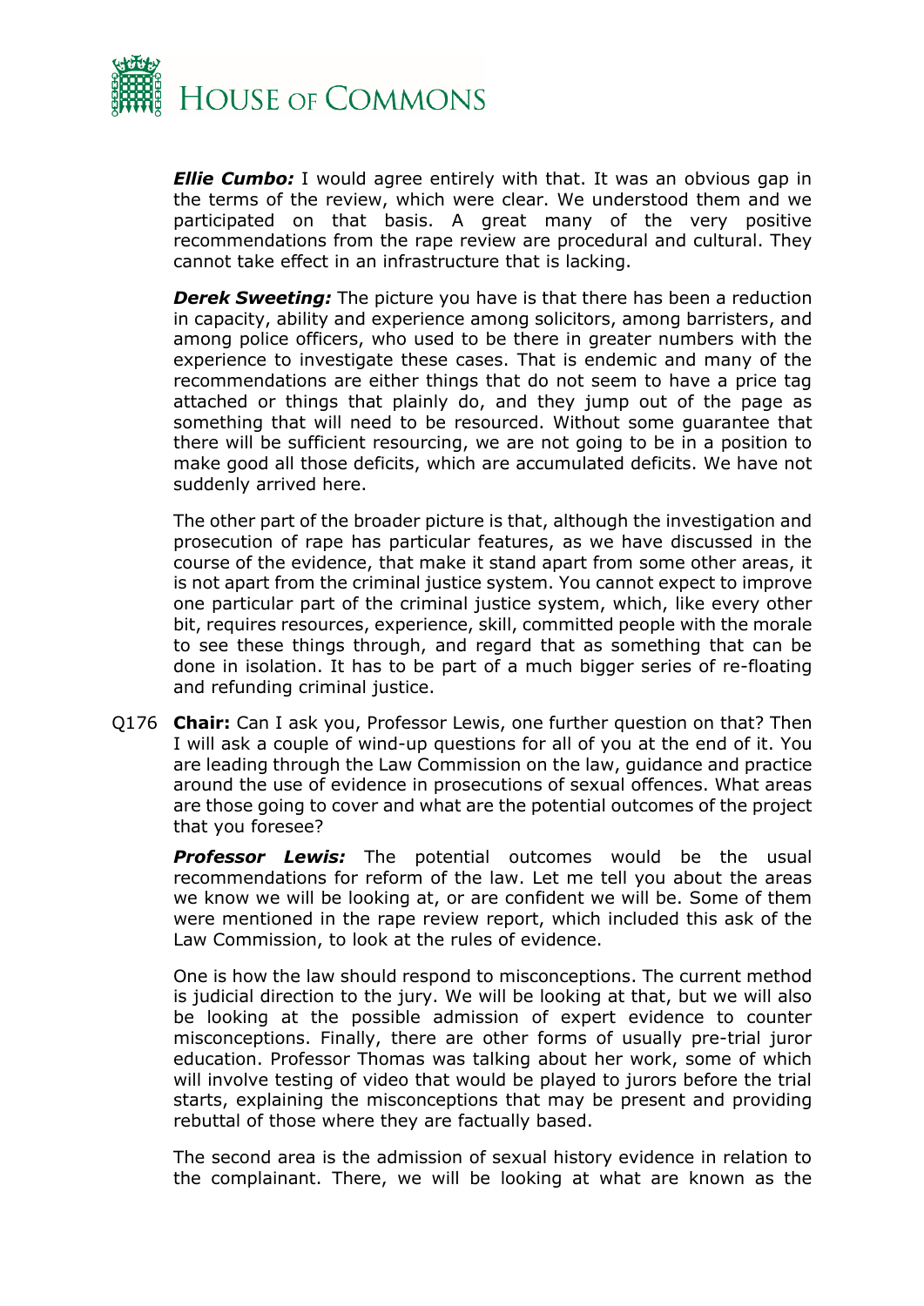***Ellie Cumbo:*** I would agree entirely with that. It was an obvious gap in the terms of the review, which were clear. We understood them and we participated on that basis. A great many of the very positive recommendations from the rape review are procedural and cultural. They cannot take effect in an infrastructure that is lacking.

***Derek Sweeting:*** The picture you have is that there has been a reduction in capacity, ability and experience among solicitors, among barristers, and among police officers, who used to be there in greater numbers with the experience to investigate these cases. That is endemic and many of the recommendations are either things that do not seem to have a price tag attached or things that plainly do, and they jump out of the page as something that will need to be resourced. Without some guarantee that there will be sufficient resourcing, we are not going to be in a position to make good all those deficits, which are accumulated deficits. We have not suddenly arrived here.

The other part of the broader picture is that, although the investigation and prosecution of rape has particular features, as we have discussed in the course of the evidence, that make it stand apart from some other areas, it is not apart from the criminal justice system. You cannot expect to improve one particular part of the criminal justice system, which, like every other bit, requires resources, experience, skill, committed people with the morale to see these things through, and regard that as something that can be done in isolation. It has to be part of a much bigger series of re-floating and refunding criminal justice.

Q176 **Chair:** Can I ask you, Professor Lewis, one further question on that? Then I will ask a couple of wind-up questions for all of you at the end of it. You are leading through the Law Commission on the law, guidance and practice around the use of evidence in prosecutions of sexual offences. What areas are those going to cover and what are the potential outcomes of the project that you foresee?

***Professor Lewis:*** The potential outcomes would be the usual recommendations for reform of the law. Let me tell you about the areas we know we will be looking at, or are confident we will be. Some of them were mentioned in the rape review report, which included this ask of the Law Commission, to look at the rules of evidence.

One is how the law should respond to misconceptions. The current method is judicial direction to the jury. We will be looking at that, but we will also be looking at the possible admission of expert evidence to counter misconceptions. Finally, there are other forms of usually pre-trial juror education. Professor Thomas was talking about her work, some of which will involve testing of video that would be played to jurors before the trial starts, explaining the misconceptions that may be present and providing rebuttal of those where they are factually based.

The second area is the admission of sexual history evidence in relation to the complainant. There, we will be looking at what are known as the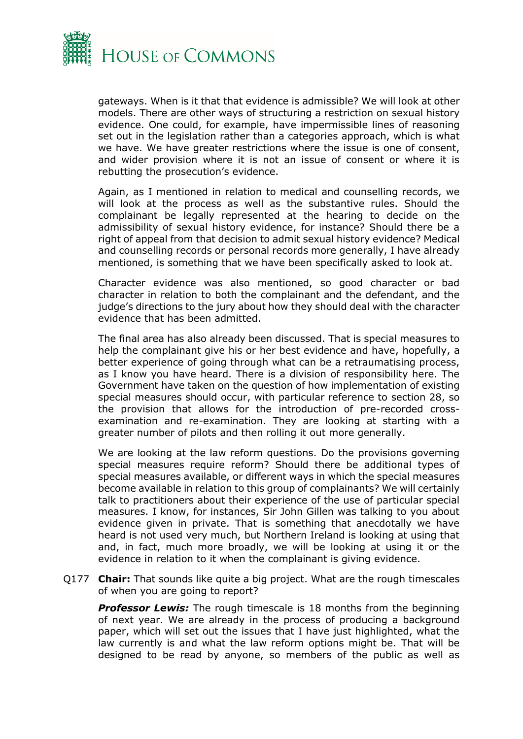gateways. When is it that that evidence is admissible? We will look at other models. There are other ways of structuring a restriction on sexual history evidence. One could, for example, have impermissible lines of reasoning set out in the legislation rather than a categories approach, which is what we have. We have greater restrictions where the issue is one of consent, and wider provision where it is not an issue of consent or where it is rebutting the prosecution's evidence.

Again, as I mentioned in relation to medical and counselling records, we will look at the process as well as the substantive rules. Should the complainant be legally represented at the hearing to decide on the admissibility of sexual history evidence, for instance? Should there be a right of appeal from that decision to admit sexual history evidence? Medical and counselling records or personal records more generally, I have already mentioned, is something that we have been specifically asked to look at.

Character evidence was also mentioned, so good character or bad character in relation to both the complainant and the defendant, and the judge's directions to the jury about how they should deal with the character evidence that has been admitted.

The final area has also already been discussed. That is special measures to help the complainant give his or her best evidence and have, hopefully, a better experience of going through what can be a retraumatising process, as I know you have heard. There is a division of responsibility here. The Government have taken on the question of how implementation of existing special measures should occur, with particular reference to section 28, so the provision that allows for the introduction of pre-recorded cross-examination and re-examination. They are looking at starting with a greater number of pilots and then rolling it out more generally.

We are looking at the law reform questions. Do the provisions governing special measures require reform? Should there be additional types of special measures available, or different ways in which the special measures become available in relation to this group of complainants? We will certainly talk to practitioners about their experience of the use of particular special measures. I know, for instances, Sir John Gillen was talking to you about evidence given in private. That is something that anecdotally we have heard is not used very much, but Northern Ireland is looking at using that and, in fact, much more broadly, we will be looking at using it or the evidence in relation to it when the complainant is giving evidence.

Q177 **Chair:** That sounds like quite a big project. What are the rough timescales of when you are going to report?

***Professor Lewis:*** The rough timescale is 18 months from the beginning of next year. We are already in the process of producing a background paper, which will set out the issues that I have just highlighted, what the law currently is and what the law reform options might be. That will be designed to be read by anyone, so members of the public as well as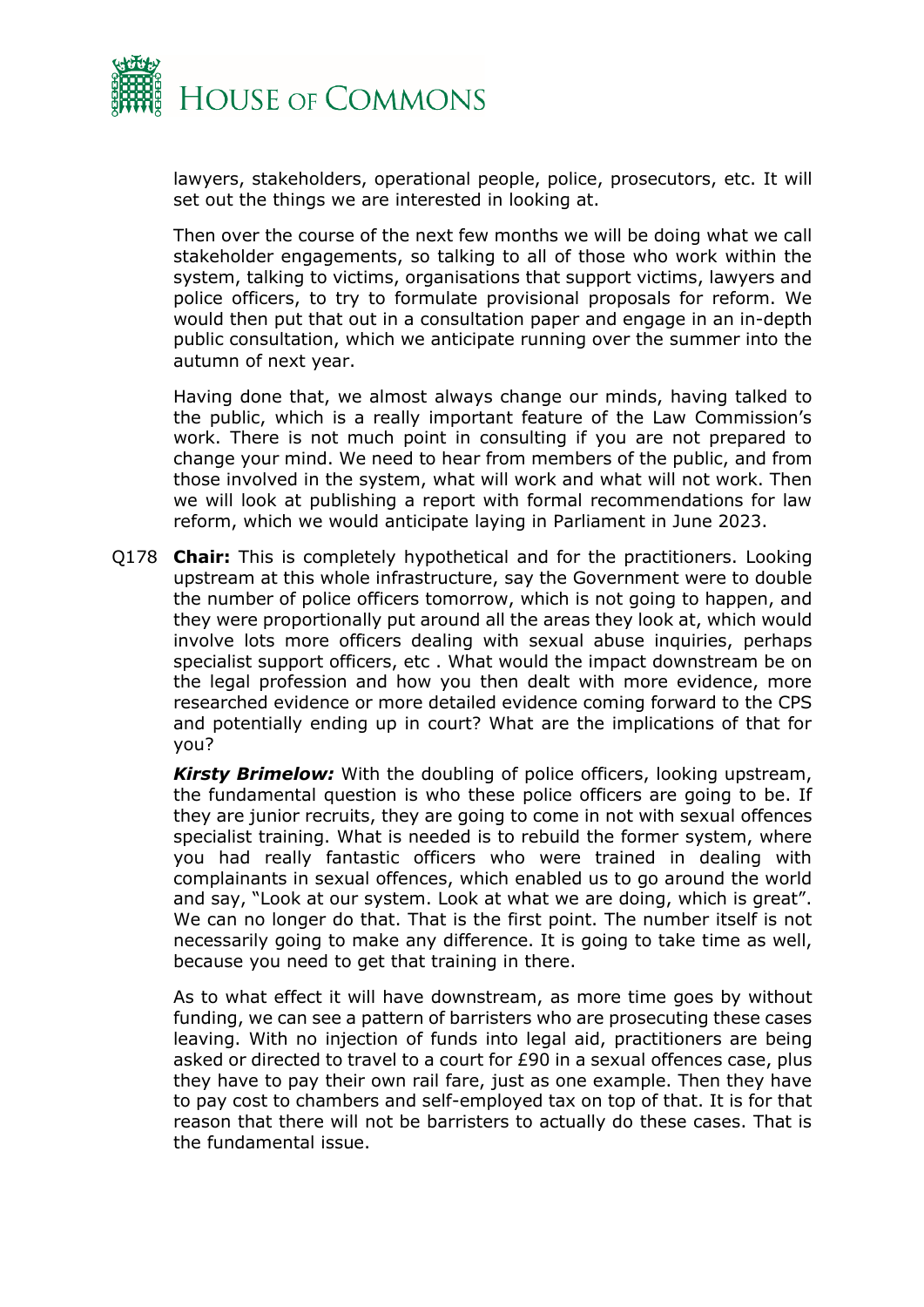lawyers, stakeholders, operational people, police, prosecutors, etc. It will set out the things we are interested in looking at.

Then over the course of the next few months we will be doing what we call stakeholder engagements, so talking to all of those who work within the system, talking to victims, organisations that support victims, lawyers and police officers, to try to formulate provisional proposals for reform. We would then put that out in a consultation paper and engage in an in-depth public consultation, which we anticipate running over the summer into the autumn of next year.

Having done that, we almost always change our minds, having talked to the public, which is a really important feature of the Law Commission's work. There is not much point in consulting if you are not prepared to change your mind. We need to hear from members of the public, and from those involved in the system, what will work and what will not work. Then we will look at publishing a report with formal recommendations for law reform, which we would anticipate laying in Parliament in June 2023.

Q178 **Chair:** This is completely hypothetical and for the practitioners. Looking upstream at this whole infrastructure, say the Government were to double the number of police officers tomorrow, which is not going to happen, and they were proportionally put around all the areas they look at, which would involve lots more officers dealing with sexual abuse inquiries, perhaps specialist support officers, etc . What would the impact downstream be on the legal profession and how you then dealt with more evidence, more researched evidence or more detailed evidence coming forward to the CPS and potentially ending up in court? What are the implications of that for you?

***Kirsty Brimelow:*** With the doubling of police officers, looking upstream, the fundamental question is who these police officers are going to be. If they are junior recruits, they are going to come in not with sexual offences specialist training. What is needed is to rebuild the former system, where you had really fantastic officers who were trained in dealing with complainants in sexual offences, which enabled us to go around the world and say, "Look at our system. Look at what we are doing, which is great". We can no longer do that. That is the first point. The number itself is not necessarily going to make any difference. It is going to take time as well, because you need to get that training in there.

As to what effect it will have downstream, as more time goes by without funding, we can see a pattern of barristers who are prosecuting these cases leaving. With no injection of funds into legal aid, practitioners are being asked or directed to travel to a court for £90 in a sexual offences case, plus they have to pay their own rail fare, just as one example. Then they have to pay cost to chambers and self-employed tax on top of that. It is for that reason that there will not be barristers to actually do these cases. That is the fundamental issue.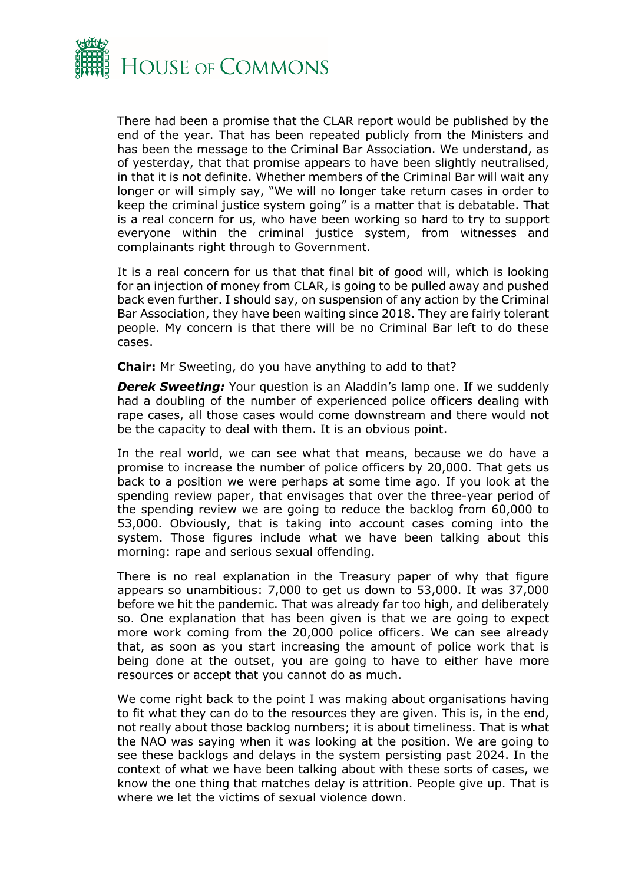There had been a promise that the CLAR report would be published by the end of the year. That has been repeated publicly from the Ministers and has been the message to the Criminal Bar Association. We understand, as of yesterday, that that promise appears to have been slightly neutralised, in that it is not definite. Whether members of the Criminal Bar will wait any longer or will simply say, "We will no longer take return cases in order to keep the criminal justice system going" is a matter that is debatable. That is a real concern for us, who have been working so hard to try to support everyone within the criminal justice system, from witnesses and complainants right through to Government.

It is a real concern for us that that final bit of good will, which is looking for an injection of money from CLAR, is going to be pulled away and pushed back even further. I should say, on suspension of any action by the Criminal Bar Association, they have been waiting since 2018. They are fairly tolerant people. My concern is that there will be no Criminal Bar left to do these cases.

**Chair:** Mr Sweeting, do you have anything to add to that?

***Derek Sweeting:*** Your question is an Aladdin's lamp one. If we suddenly had a doubling of the number of experienced police officers dealing with rape cases, all those cases would come downstream and there would not be the capacity to deal with them. It is an obvious point.

In the real world, we can see what that means, because we do have a promise to increase the number of police officers by 20,000. That gets us back to a position we were perhaps at some time ago. If you look at the spending review paper, that envisages that over the three-year period of the spending review we are going to reduce the backlog from 60,000 to 53,000. Obviously, that is taking into account cases coming into the system. Those figures include what we have been talking about this morning: rape and serious sexual offending.

There is no real explanation in the Treasury paper of why that figure appears so unambitious: 7,000 to get us down to 53,000. It was 37,000 before we hit the pandemic. That was already far too high, and deliberately so. One explanation that has been given is that we are going to expect more work coming from the 20,000 police officers. We can see already that, as soon as you start increasing the amount of police work that is being done at the outset, you are going to have to either have more resources or accept that you cannot do as much.

We come right back to the point I was making about organisations having to fit what they can do to the resources they are given. This is, in the end, not really about those backlog numbers; it is about timeliness. That is what the NAO was saying when it was looking at the position. We are going to see these backlogs and delays in the system persisting past 2024. In the context of what we have been talking about with these sorts of cases, we know the one thing that matches delay is attrition. People give up. That is where we let the victims of sexual violence down.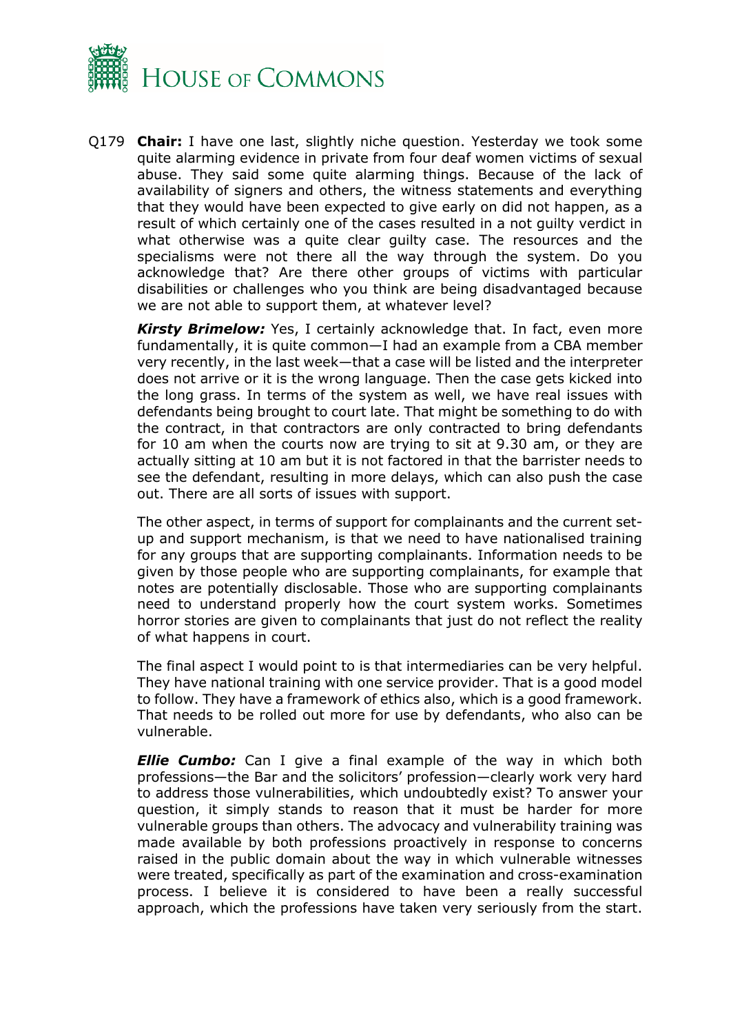Q179 **Chair:** I have one last, slightly niche question. Yesterday we took some quite alarming evidence in private from four deaf women victims of sexual abuse. They said some quite alarming things. Because of the lack of availability of signers and others, the witness statements and everything that they would have been expected to give early on did not happen, as a result of which certainly one of the cases resulted in a not guilty verdict in what otherwise was a quite clear guilty case. The resources and the specialisms were not there all the way through the system. Do you acknowledge that? Are there other groups of victims with particular disabilities or challenges who you think are being disadvantaged because we are not able to support them, at whatever level?

***Kirsty Brimelow:*** Yes, I certainly acknowledge that. In fact, even more fundamentally, it is quite common—I had an example from a CBA member very recently, in the last week—that a case will be listed and the interpreter does not arrive or it is the wrong language. Then the case gets kicked into the long grass. In terms of the system as well, we have real issues with defendants being brought to court late. That might be something to do with the contract, in that contractors are only contracted to bring defendants for 10 am when the courts now are trying to sit at 9.30 am, or they are actually sitting at 10 am but it is not factored in that the barrister needs to see the defendant, resulting in more delays, which can also push the case out. There are all sorts of issues with support.

The other aspect, in terms of support for complainants and the current set-up and support mechanism, is that we need to have nationalised training for any groups that are supporting complainants. Information needs to be given by those people who are supporting complainants, for example that notes are potentially disclosable. Those who are supporting complainants need to understand properly how the court system works. Sometimes horror stories are given to complainants that just do not reflect the reality of what happens in court.

The final aspect I would point to is that intermediaries can be very helpful. They have national training with one service provider. That is a good model to follow. They have a framework of ethics also, which is a good framework. That needs to be rolled out more for use by defendants, who also can be vulnerable.

***Ellie Cumbo:*** Can I give a final example of the way in which both professions—the Bar and the solicitors' profession—clearly work very hard to address those vulnerabilities, which undoubtedly exist? To answer your question, it simply stands to reason that it must be harder for more vulnerable groups than others. The advocacy and vulnerability training was made available by both professions proactively in response to concerns raised in the public domain about the way in which vulnerable witnesses were treated, specifically as part of the examination and cross-examination process. I believe it is considered to have been a really successful approach, which the professions have taken very seriously from the start.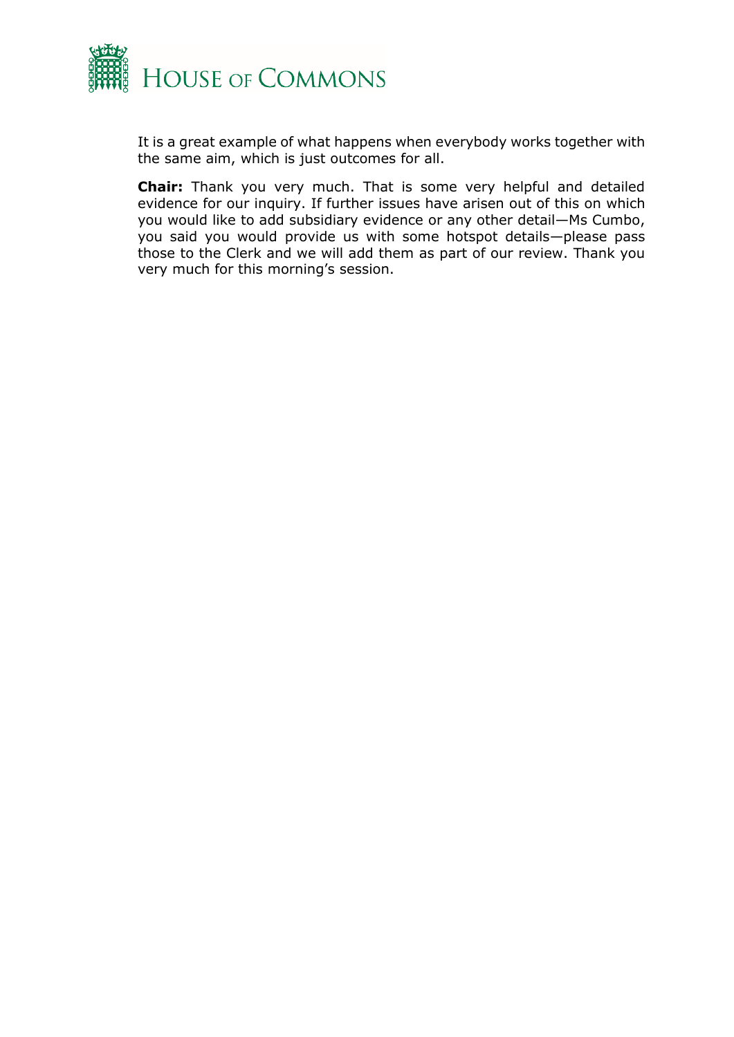It is a great example of what happens when everybody works together with the same aim, which is just outcomes for all.

**Chair:** Thank you very much. That is some very helpful and detailed evidence for our inquiry. If further issues have arisen out of this on which you would like to add subsidiary evidence or any other detail—Ms Cumbo, you said you would provide us with some hotspot details—please pass those to the Clerk and we will add them as part of our review. Thank you very much for this morning's session.